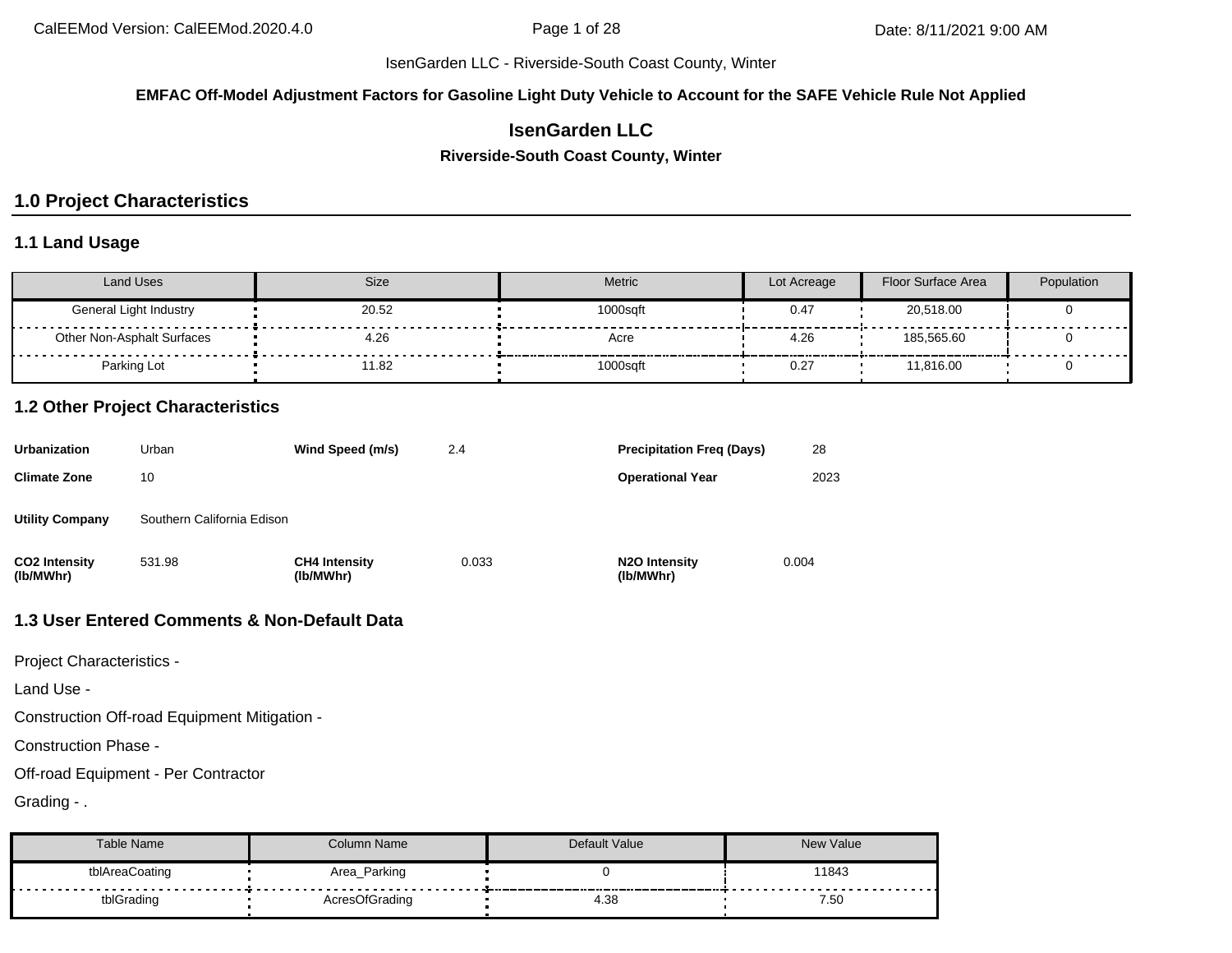**EMFAC Off-Model Adjustment Factors for Gasoline Light Duty Vehicle to Account for the SAFE Vehicle Rule Not Applied**

# IsenGarden LLC

**Riverside-South Coast County, Winter**

## 1.0 Project Characteristics

### 1.1 Land Usage

| Land Uses | Size | Metric | Lot Acreage | Floor Surface Area | Population |
|---|---|---|---|---|---|
| General Light Industry | 20.52 | 1000sqft | 0.47 | 20,518.00 | 0 |
| Other Non-Asphalt Surfaces | 4.26 | Acre | 4.26 | 185,565.60 | 0 |
| Parking Lot | 11.82 | 1000sqft | 0.27 | 11,816.00 | 0 |

### 1.2 Other Project Characteristics

| | | | | | |
|---|---|---|---|---|---|
| **Urbanization** | Urban | **Wind Speed (m/s)** | 2.4 | **Precipitation Freq (Days)** | 28 |
| **Climate Zone** | 10 | | | **Operational Year** | 2023 |
| **Utility Company** | Southern California Edison | | | | |
| **CO2 Intensity (lb/MWhr)** | 531.98 | **CH4 Intensity (lb/MWhr)** | 0.033 | **N2O Intensity (lb/MWhr)** | 0.004 |

### 1.3 User Entered Comments & Non-Default Data

Project Characteristics -

Land Use -

Construction Off-road Equipment Mitigation -

Construction Phase -

Off-road Equipment - Per Contractor

Grading - .

| Table Name | Column Name | Default Value | New Value |
|---|---|---|---|
| tblAreaCoating | Area_Parking | 0 | 11843 |
| tblGrading | AcresOfGrading | 4.38 | 7.50 |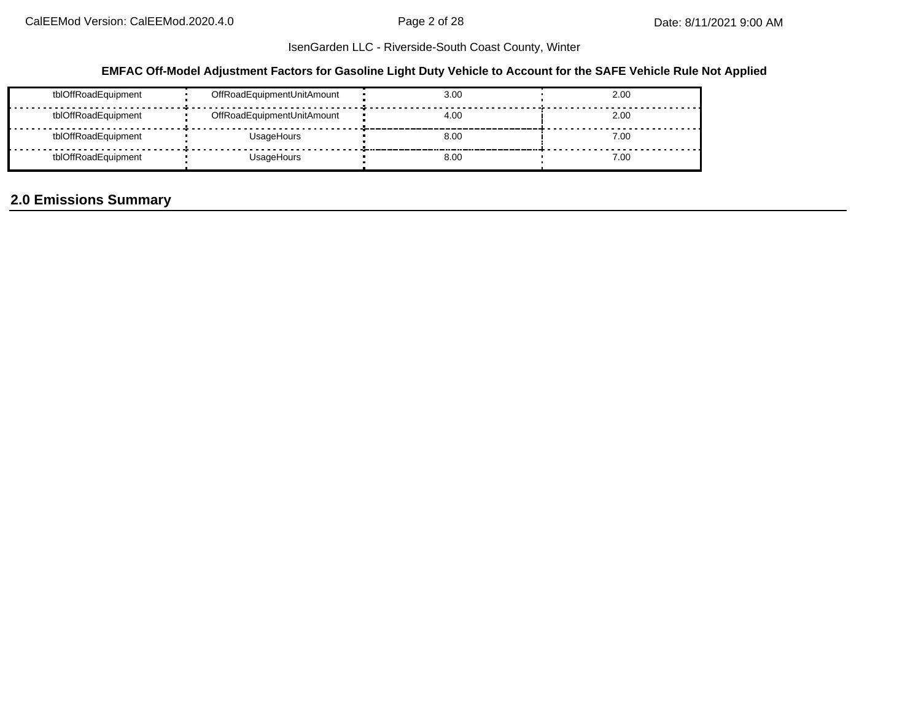IsenGarden LLC - Riverside-South Coast County, Winter

**EMFAC Off-Model Adjustment Factors for Gasoline Light Duty Vehicle to Account for the SAFE Vehicle Rule Not Applied**

| | | | |
|---|---|---|---|
| tblOffRoadEquipment | OffRoadEquipmentUnitAmount | 3.00 | 2.00 |
| tblOffRoadEquipment | OffRoadEquipmentUnitAmount | 4.00 | 2.00 |
| tblOffRoadEquipment | UsageHours | 8.00 | 7.00 |
| tblOffRoadEquipment | UsageHours | 8.00 | 7.00 |

## 2.0 Emissions Summary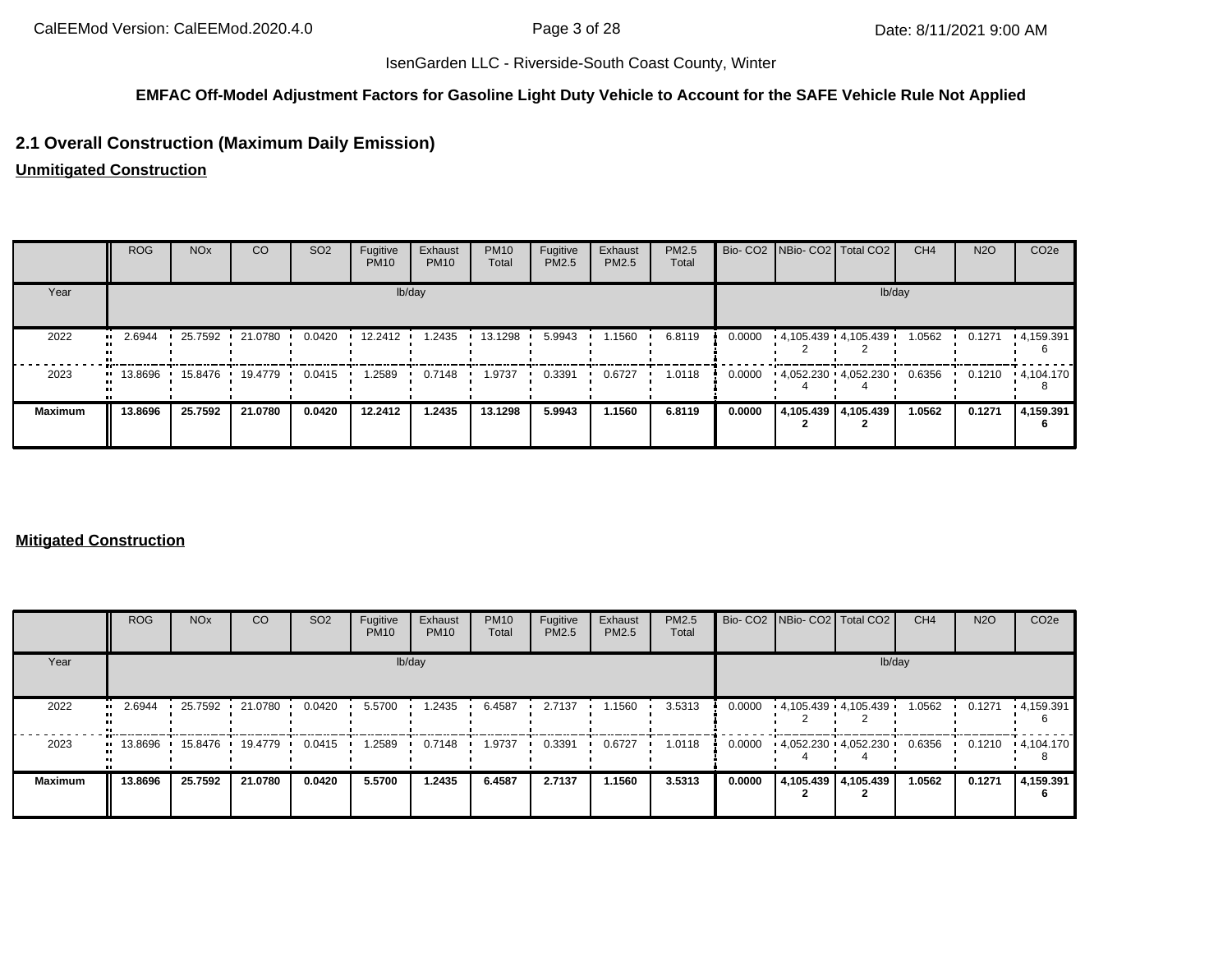IsenGarden LLC - Riverside-South Coast County, Winter

**EMFAC Off-Model Adjustment Factors for Gasoline Light Duty Vehicle to Account for the SAFE Vehicle Rule Not Applied**

## 2.1 Overall Construction (Maximum Daily Emission)

**Unmitigated Construction**

| | ROG | NOx | CO | SO2 | Fugitive PM10 | Exhaust PM10 | PM10 Total | Fugitive PM2.5 | Exhaust PM2.5 | PM2.5 Total | Bio- CO2 | NBio- CO2 | Total CO2 | CH4 | N2O | CO2e |
|---|---|---|---|---|---|---|---|---|---|---|---|---|---|---|---|---|
| Year | lb/day | | | | | | | | | | lb/day | | | | | |
| 2022 | 2.6944 | 25.7592 | 21.0780 | 0.0420 | 12.2412 | 1.2435 | 13.1298 | 5.9943 | 1.1560 | 6.8119 | 0.0000 | 4,105.4392 | 4,105.4392 | 1.0562 | 0.1271 | 4,159.3916 |
| 2023 | 13.8696 | 15.8476 | 19.4779 | 0.0415 | 1.2589 | 0.7148 | 1.9737 | 0.3391 | 0.6727 | 1.0118 | 0.0000 | 4,052.2304 | 4,052.2304 | 0.6356 | 0.1210 | 4,104.1708 |
| **Maximum** | **13.8696** | **25.7592** | **21.0780** | **0.0420** | **12.2412** | **1.2435** | **13.1298** | **5.9943** | **1.1560** | **6.8119** | **0.0000** | **4,105.4392** | **4,105.4392** | **1.0562** | **0.1271** | **4,159.3916** |

**Mitigated Construction**

| | ROG | NOx | CO | SO2 | Fugitive PM10 | Exhaust PM10 | PM10 Total | Fugitive PM2.5 | Exhaust PM2.5 | PM2.5 Total | Bio- CO2 | NBio- CO2 | Total CO2 | CH4 | N2O | CO2e |
|---|---|---|---|---|---|---|---|---|---|---|---|---|---|---|---|---|
| Year | lb/day | | | | | | | | | | lb/day | | | | | |
| 2022 | 2.6944 | 25.7592 | 21.0780 | 0.0420 | 5.5700 | 1.2435 | 6.4587 | 2.7137 | 1.1560 | 3.5313 | 0.0000 | 4,105.4392 | 4,105.4392 | 1.0562 | 0.1271 | 4,159.3916 |
| 2023 | 13.8696 | 15.8476 | 19.4779 | 0.0415 | 1.2589 | 0.7148 | 1.9737 | 0.3391 | 0.6727 | 1.0118 | 0.0000 | 4,052.2304 | 4,052.2304 | 0.6356 | 0.1210 | 4,104.1708 |
| **Maximum** | **13.8696** | **25.7592** | **21.0780** | **0.0420** | **5.5700** | **1.2435** | **6.4587** | **2.7137** | **1.1560** | **3.5313** | **0.0000** | **4,105.4392** | **4,105.4392** | **1.0562** | **0.1271** | **4,159.3916** |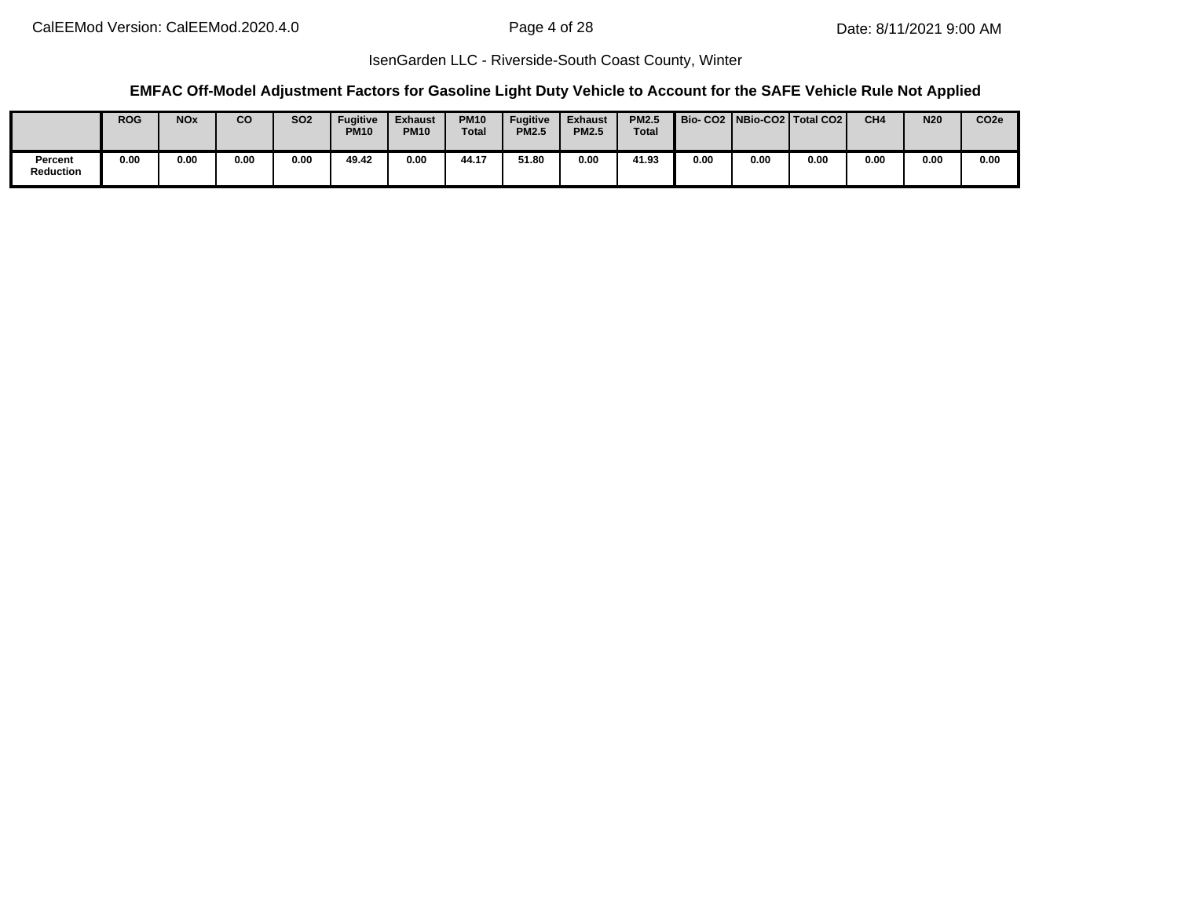IsenGarden LLC - Riverside-South Coast County, Winter

### EMFAC Off-Model Adjustment Factors for Gasoline Light Duty Vehicle to Account for the SAFE Vehicle Rule Not Applied

| | ROG | NOx | CO | SO2 | Fugitive PM10 | Exhaust PM10 | PM10 Total | Fugitive PM2.5 | Exhaust PM2.5 | PM2.5 Total | Bio- CO2 | NBio-CO2 | Total CO2 | CH4 | N20 | CO2e |
|---|---|---|---|---|---|---|---|---|---|---|---|---|---|---|---|---|
| Percent Reduction | 0.00 | 0.00 | 0.00 | 0.00 | 49.42 | 0.00 | 44.17 | 51.80 | 0.00 | 41.93 | 0.00 | 0.00 | 0.00 | 0.00 | 0.00 | 0.00 |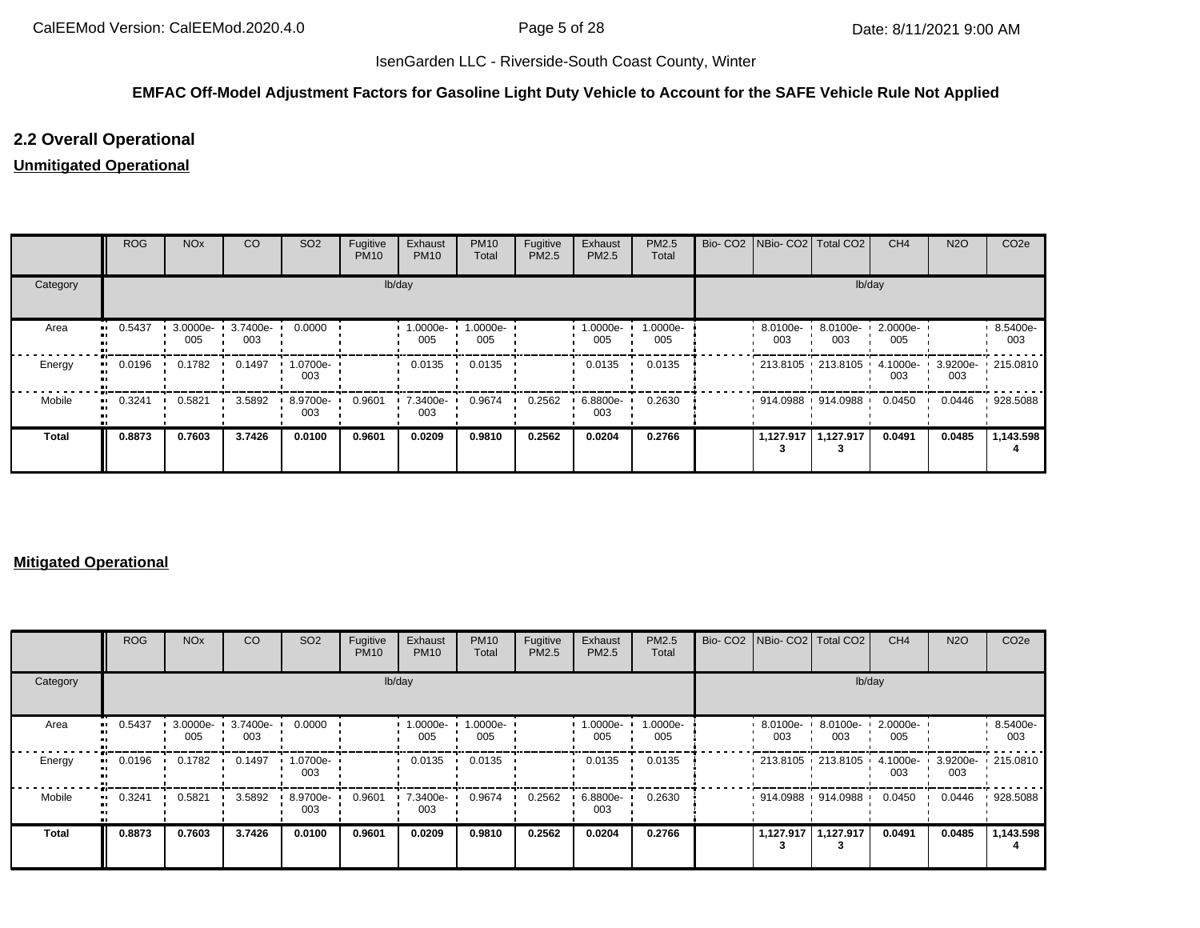**EMFAC Off-Model Adjustment Factors for Gasoline Light Duty Vehicle to Account for the SAFE Vehicle Rule Not Applied**

## 2.2 Overall Operational

**Unmitigated Operational**

| | ROG | NOx | CO | SO2 | Fugitive PM10 | Exhaust PM10 | PM10 Total | Fugitive PM2.5 | Exhaust PM2.5 | PM2.5 Total | Bio- CO2 | NBio- CO2 | Total CO2 | CH4 | N2O | CO2e |
|---|---|---|---|---|---|---|---|---|---|---|---|---|---|---|---|---|
| Category | lb/day | | | | | | | | | | lb/day | | | | | |
| Area | 0.5437 | 3.0000e-005 | 3.7400e-003 | 0.0000 | | 1.0000e-005 | 1.0000e-005 | | 1.0000e-005 | 1.0000e-005 | | 8.0100e-003 | 8.0100e-003 | 2.0000e-005 | | 8.5400e-003 |
| Energy | 0.0196 | 0.1782 | 0.1497 | 1.0700e-003 | | 0.0135 | 0.0135 | | 0.0135 | 0.0135 | | 213.8105 | 213.8105 | 4.1000e-003 | 3.9200e-003 | 215.0810 |
| Mobile | 0.3241 | 0.5821 | 3.5892 | 8.9700e-003 | 0.9601 | 7.3400e-003 | 0.9674 | 0.2562 | 6.8800e-003 | 0.2630 | | 914.0988 | 914.0988 | 0.0450 | 0.0446 | 928.5088 |
| **Total** | **0.8873** | **0.7603** | **3.7426** | **0.0100** | **0.9601** | **0.0209** | **0.9810** | **0.2562** | **0.0204** | **0.2766** | | **1,127.9173** | **1,127.9173** | **0.0491** | **0.0485** | **1,143.5984** |

**Mitigated Operational**

| | ROG | NOx | CO | SO2 | Fugitive PM10 | Exhaust PM10 | PM10 Total | Fugitive PM2.5 | Exhaust PM2.5 | PM2.5 Total | Bio- CO2 | NBio- CO2 | Total CO2 | CH4 | N2O | CO2e |
|---|---|---|---|---|---|---|---|---|---|---|---|---|---|---|---|---|
| Category | lb/day | | | | | | | | | | lb/day | | | | | |
| Area | 0.5437 | 3.0000e-005 | 3.7400e-003 | 0.0000 | | 1.0000e-005 | 1.0000e-005 | | 1.0000e-005 | 1.0000e-005 | | 8.0100e-003 | 8.0100e-003 | 2.0000e-005 | | 8.5400e-003 |
| Energy | 0.0196 | 0.1782 | 0.1497 | 1.0700e-003 | | 0.0135 | 0.0135 | | 0.0135 | 0.0135 | | 213.8105 | 213.8105 | 4.1000e-003 | 3.9200e-003 | 215.0810 |
| Mobile | 0.3241 | 0.5821 | 3.5892 | 8.9700e-003 | 0.9601 | 7.3400e-003 | 0.9674 | 0.2562 | 6.8800e-003 | 0.2630 | | 914.0988 | 914.0988 | 0.0450 | 0.0446 | 928.5088 |
| **Total** | **0.8873** | **0.7603** | **3.7426** | **0.0100** | **0.9601** | **0.0209** | **0.9810** | **0.2562** | **0.0204** | **0.2766** | | **1,127.9173** | **1,127.9173** | **0.0491** | **0.0485** | **1,143.5984** |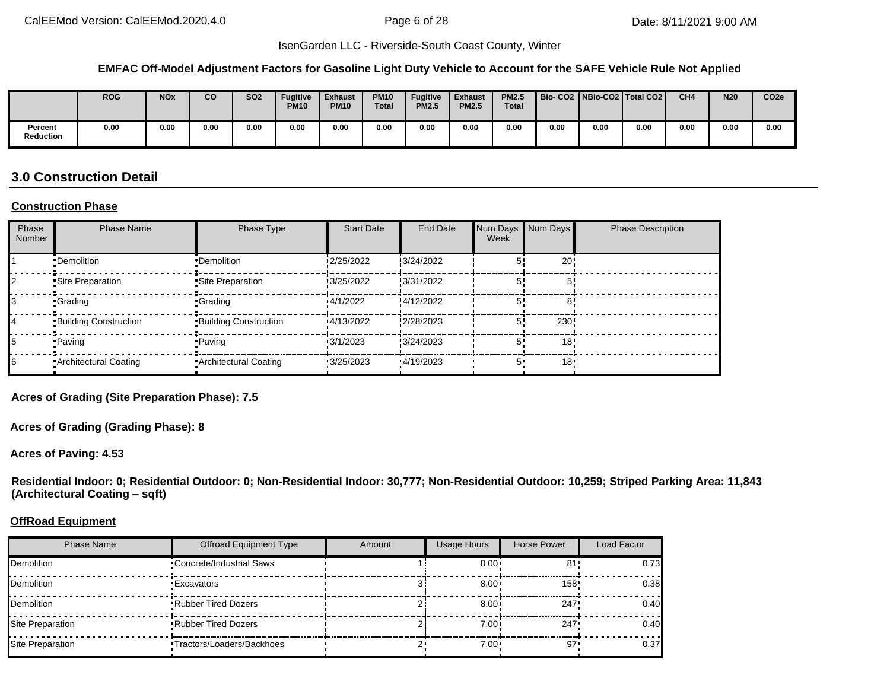IsenGarden LLC - Riverside-South Coast County, Winter

**EMFAC Off-Model Adjustment Factors for Gasoline Light Duty Vehicle to Account for the SAFE Vehicle Rule Not Applied**

| | ROG | NOx | CO | SO2 | Fugitive PM10 | Exhaust PM10 | PM10 Total | Fugitive PM2.5 | Exhaust PM2.5 | PM2.5 Total | Bio- CO2 | NBio-CO2 | Total CO2 | CH4 | N20 | CO2e |
|---|---|---|---|---|---|---|---|---|---|---|---|---|---|---|---|---|
| Percent Reduction | 0.00 | 0.00 | 0.00 | 0.00 | 0.00 | 0.00 | 0.00 | 0.00 | 0.00 | 0.00 | 0.00 | 0.00 | 0.00 | 0.00 | 0.00 | 0.00 |

## 3.0 Construction Detail

**Construction Phase**

| Phase Number | Phase Name | Phase Type | Start Date | End Date | Num Days Week | Num Days | Phase Description |
|---|---|---|---|---|---|---|---|
| 1 | Demolition | Demolition | 2/25/2022 | 3/24/2022 | 5 | 20 | |
| 2 | Site Preparation | Site Preparation | 3/25/2022 | 3/31/2022 | 5 | 5 | |
| 3 | Grading | Grading | 4/1/2022 | 4/12/2022 | 5 | 8 | |
| 4 | Building Construction | Building Construction | 4/13/2022 | 2/28/2023 | 5 | 230 | |
| 5 | Paving | Paving | 3/1/2023 | 3/24/2023 | 5 | 18 | |
| 6 | Architectural Coating | Architectural Coating | 3/25/2023 | 4/19/2023 | 5 | 18 | |

**Acres of Grading (Site Preparation Phase): 7.5**

**Acres of Grading (Grading Phase): 8**

**Acres of Paving: 4.53**

**Residential Indoor: 0; Residential Outdoor: 0; Non-Residential Indoor: 30,777; Non-Residential Outdoor: 10,259; Striped Parking Area: 11,843 (Architectural Coating – sqft)**

**OffRoad Equipment**

| Phase Name | Offroad Equipment Type | Amount | Usage Hours | Horse Power | Load Factor |
|---|---|---|---|---|---|
| Demolition | Concrete/Industrial Saws | 1 | 8.00 | 81 | 0.73 |
| Demolition | Excavators | 3 | 8.00 | 158 | 0.38 |
| Demolition | Rubber Tired Dozers | 2 | 8.00 | 247 | 0.40 |
| Site Preparation | Rubber Tired Dozers | 2 | 7.00 | 247 | 0.40 |
| Site Preparation | Tractors/Loaders/Backhoes | 2 | 7.00 | 97 | 0.37 |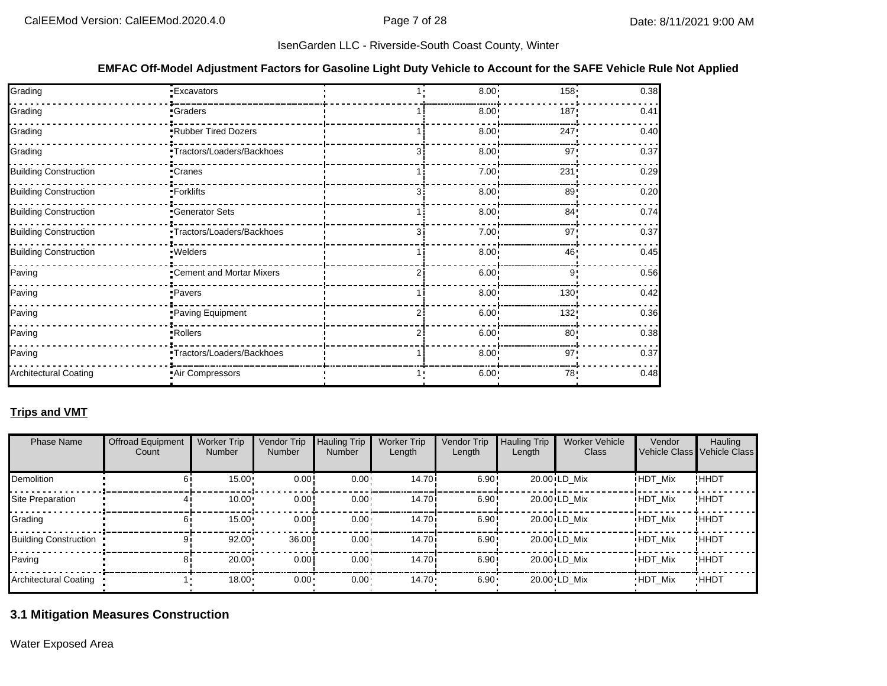**EMFAC Off-Model Adjustment Factors for Gasoline Light Duty Vehicle to Account for the SAFE Vehicle Rule Not Applied**

| | | | | | |
|---|---|---|---|---|---|
| Grading | Excavators | 1 | 8.00 | 158 | 0.38 |
| Grading | Graders | 1 | 8.00 | 187 | 0.41 |
| Grading | Rubber Tired Dozers | 1 | 8.00 | 247 | 0.40 |
| Grading | Tractors/Loaders/Backhoes | 3 | 8.00 | 97 | 0.37 |
| Building Construction | Cranes | 1 | 7.00 | 231 | 0.29 |
| Building Construction | Forklifts | 3 | 8.00 | 89 | 0.20 |
| Building Construction | Generator Sets | 1 | 8.00 | 84 | 0.74 |
| Building Construction | Tractors/Loaders/Backhoes | 3 | 7.00 | 97 | 0.37 |
| Building Construction | Welders | 1 | 8.00 | 46 | 0.45 |
| Paving | Cement and Mortar Mixers | 2 | 6.00 | 9 | 0.56 |
| Paving | Pavers | 1 | 8.00 | 130 | 0.42 |
| Paving | Paving Equipment | 2 | 6.00 | 132 | 0.36 |
| Paving | Rollers | 2 | 6.00 | 80 | 0.38 |
| Paving | Tractors/Loaders/Backhoes | 1 | 8.00 | 97 | 0.37 |
| Architectural Coating | Air Compressors | 1 | 6.00 | 78 | 0.48 |

**Trips and VMT**

| Phase Name | Offroad Equipment Count | Worker Trip Number | Vendor Trip Number | Hauling Trip Number | Worker Trip Length | Vendor Trip Length | Hauling Trip Length | Worker Vehicle Class | Vendor Vehicle Class | Hauling Vehicle Class |
|---|---|---|---|---|---|---|---|---|---|---|
| Demolition | 6 | 15.00 | 0.00 | 0.00 | 14.70 | 6.90 | 20.00 | LD_Mix | HDT_Mix | HHDT |
| Site Preparation | 4 | 10.00 | 0.00 | 0.00 | 14.70 | 6.90 | 20.00 | LD_Mix | HDT_Mix | HHDT |
| Grading | 6 | 15.00 | 0.00 | 0.00 | 14.70 | 6.90 | 20.00 | LD_Mix | HDT_Mix | HHDT |
| Building Construction | 9 | 92.00 | 36.00 | 0.00 | 14.70 | 6.90 | 20.00 | LD_Mix | HDT_Mix | HHDT |
| Paving | 8 | 20.00 | 0.00 | 0.00 | 14.70 | 6.90 | 20.00 | LD_Mix | HDT_Mix | HHDT |
| Architectural Coating | 1 | 18.00 | 0.00 | 0.00 | 14.70 | 6.90 | 20.00 | LD_Mix | HDT_Mix | HHDT |

## 3.1 Mitigation Measures Construction

Water Exposed Area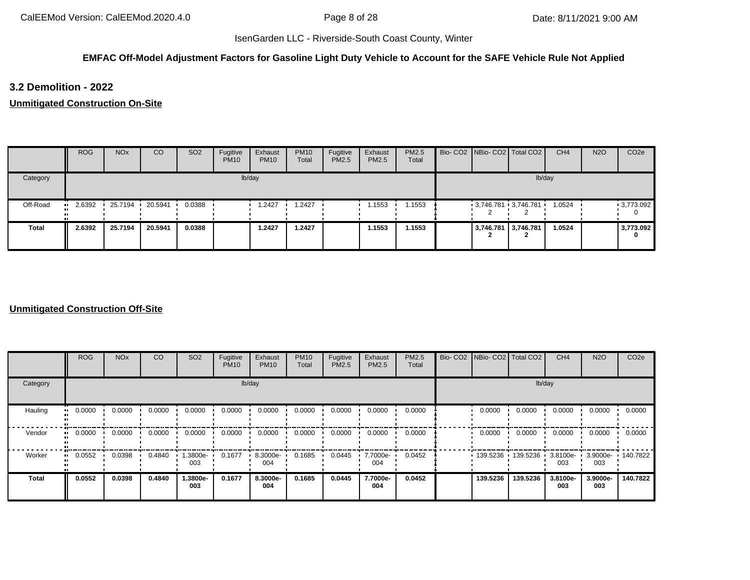IsenGarden LLC - Riverside-South Coast County, Winter

**EMFAC Off-Model Adjustment Factors for Gasoline Light Duty Vehicle to Account for the SAFE Vehicle Rule Not Applied**

### 3.2 Demolition - 2022

**Unmitigated Construction On-Site**

| | ROG | NOx | CO | SO2 | Fugitive PM10 | Exhaust PM10 | PM10 Total | Fugitive PM2.5 | Exhaust PM2.5 | PM2.5 Total | Bio- CO2 | NBio- CO2 | Total CO2 | CH4 | N2O | CO2e |
|---|---|---|---|---|---|---|---|---|---|---|---|---|---|---|---|---|
| Category | lb/day | | | | | | | | | | lb/day | | | | | |
| Off-Road | 2.6392 | 25.7194 | 20.5941 | 0.0388 | | 1.2427 | 1.2427 | | 1.1553 | 1.1553 | | 3,746.781 2 | 3,746.781 2 | 1.0524 | | 3,773.092 0 |
| **Total** | **2.6392** | **25.7194** | **20.5941** | **0.0388** | | **1.2427** | **1.2427** | | **1.1553** | **1.1553** | | **3,746.781 2** | **3,746.781 2** | **1.0524** | | **3,773.092 0** |

**Unmitigated Construction Off-Site**

| | ROG | NOx | CO | SO2 | Fugitive PM10 | Exhaust PM10 | PM10 Total | Fugitive PM2.5 | Exhaust PM2.5 | PM2.5 Total | Bio- CO2 | NBio- CO2 | Total CO2 | CH4 | N2O | CO2e |
|---|---|---|---|---|---|---|---|---|---|---|---|---|---|---|---|---|
| Category | lb/day | | | | | | | | | | lb/day | | | | | |
| Hauling | 0.0000 | 0.0000 | 0.0000 | 0.0000 | 0.0000 | 0.0000 | 0.0000 | 0.0000 | 0.0000 | 0.0000 | | 0.0000 | 0.0000 | 0.0000 | 0.0000 | 0.0000 |
| Vendor | 0.0000 | 0.0000 | 0.0000 | 0.0000 | 0.0000 | 0.0000 | 0.0000 | 0.0000 | 0.0000 | 0.0000 | | 0.0000 | 0.0000 | 0.0000 | 0.0000 | 0.0000 |
| Worker | 0.0552 | 0.0398 | 0.4840 | 1.3800e-003 | 0.1677 | 8.3000e-004 | 0.1685 | 0.0445 | 7.7000e-004 | 0.0452 | | 139.5236 | 139.5236 | 3.8100e-003 | 3.9000e-003 | 140.7822 |
| **Total** | **0.0552** | **0.0398** | **0.4840** | **1.3800e-003** | **0.1677** | **8.3000e-004** | **0.1685** | **0.0445** | **7.7000e-004** | **0.0452** | | **139.5236** | **139.5236** | **3.8100e-003** | **3.9000e-003** | **140.7822** |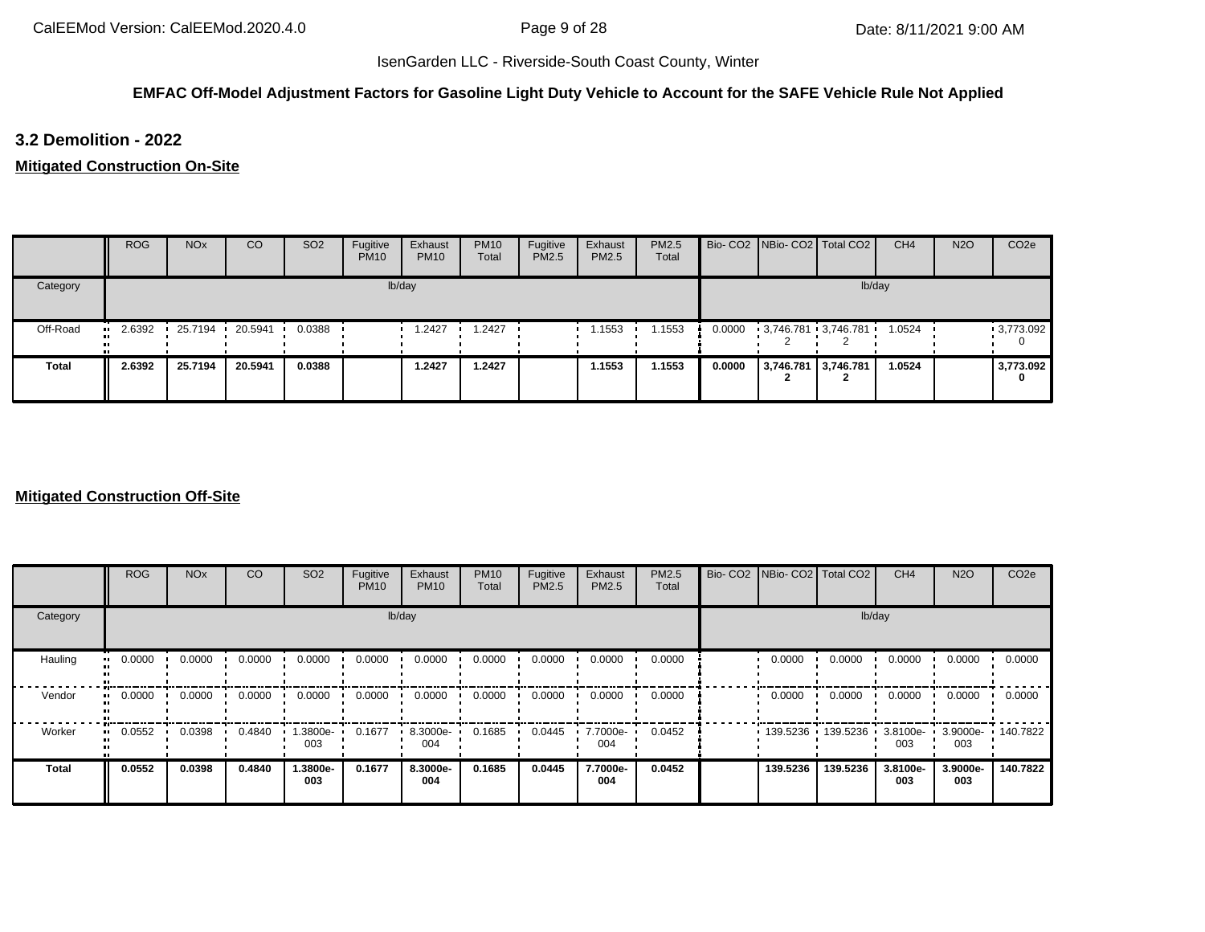**EMFAC Off-Model Adjustment Factors for Gasoline Light Duty Vehicle to Account for the SAFE Vehicle Rule Not Applied**

## 3.2 Demolition - 2022

### Mitigated Construction On-Site

| | ROG | NOx | CO | SO2 | Fugitive PM10 | Exhaust PM10 | PM10 Total | Fugitive PM2.5 | Exhaust PM2.5 | PM2.5 Total | Bio- CO2 | NBio- CO2 | Total CO2 | CH4 | N2O | CO2e |
|---|---|---|---|---|---|---|---|---|---|---|---|---|---|---|---|---|
| Category | lb/day | | | | | | | | | | lb/day | | | | | |
| Off-Road | 2.6392 | 25.7194 | 20.5941 | 0.0388 | | 1.2427 | 1.2427 | | 1.1553 | 1.1553 | 0.0000 | 3,746.7812 | 3,746.7812 | 1.0524 | | 3,773.0920 |
| **Total** | **2.6392** | **25.7194** | **20.5941** | **0.0388** | | **1.2427** | **1.2427** | | **1.1553** | **1.1553** | **0.0000** | **3,746.7812** | **3,746.7812** | **1.0524** | | **3,773.0920** |

### Mitigated Construction Off-Site

| | ROG | NOx | CO | SO2 | Fugitive PM10 | Exhaust PM10 | PM10 Total | Fugitive PM2.5 | Exhaust PM2.5 | PM2.5 Total | Bio- CO2 | NBio- CO2 | Total CO2 | CH4 | N2O | CO2e |
|---|---|---|---|---|---|---|---|---|---|---|---|---|---|---|---|---|
| Category | lb/day | | | | | | | | | | lb/day | | | | | |
| Hauling | 0.0000 | 0.0000 | 0.0000 | 0.0000 | 0.0000 | 0.0000 | 0.0000 | 0.0000 | 0.0000 | 0.0000 | | 0.0000 | 0.0000 | 0.0000 | 0.0000 | 0.0000 |
| Vendor | 0.0000 | 0.0000 | 0.0000 | 0.0000 | 0.0000 | 0.0000 | 0.0000 | 0.0000 | 0.0000 | 0.0000 | | 0.0000 | 0.0000 | 0.0000 | 0.0000 | 0.0000 |
| Worker | 0.0552 | 0.0398 | 0.4840 | 1.3800e-003 | 0.1677 | 8.3000e-004 | 0.1685 | 0.0445 | 7.7000e-004 | 0.0452 | | 139.5236 | 139.5236 | 3.8100e-003 | 3.9000e-003 | 140.7822 |
| **Total** | **0.0552** | **0.0398** | **0.4840** | **1.3800e-003** | **0.1677** | **8.3000e-004** | **0.1685** | **0.0445** | **7.7000e-004** | **0.0452** | | **139.5236** | **139.5236** | **3.8100e-003** | **3.9000e-003** | **140.7822** |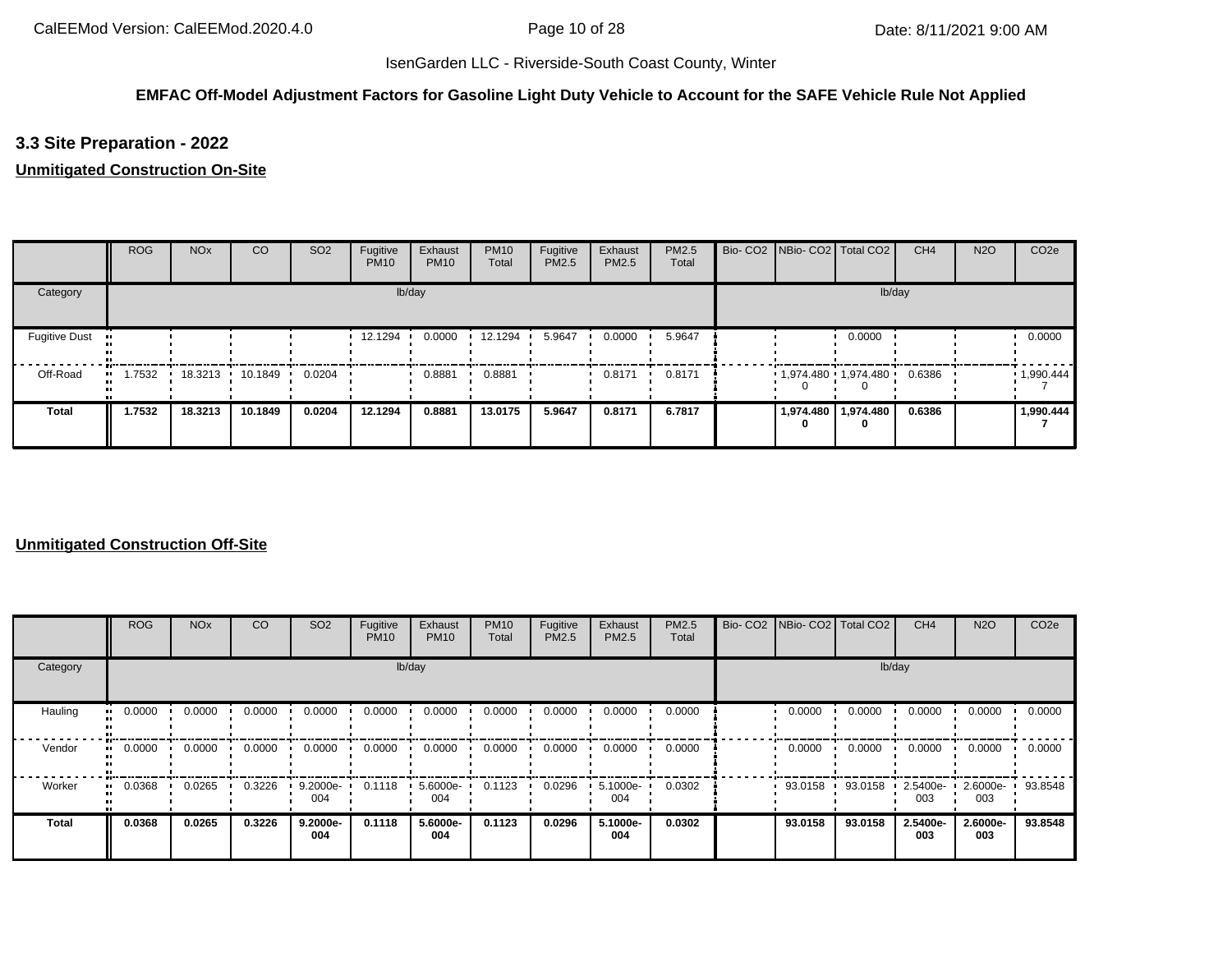IsenGarden LLC - Riverside-South Coast County, Winter

**EMFAC Off-Model Adjustment Factors for Gasoline Light Duty Vehicle to Account for the SAFE Vehicle Rule Not Applied**

## 3.3 Site Preparation - 2022

### Unmitigated Construction On-Site

| | ROG | NOx | CO | SO2 | Fugitive PM10 | Exhaust PM10 | PM10 Total | Fugitive PM2.5 | Exhaust PM2.5 | PM2.5 Total | Bio- CO2 | NBio- CO2 | Total CO2 | CH4 | N2O | CO2e |
|---|---|---|---|---|---|---|---|---|---|---|---|---|---|---|---|---|
| Category | lb/day | | | | | | | | | | lb/day | | | | | |
| Fugitive Dust | | | | | 12.1294 | 0.0000 | 12.1294 | 5.9647 | 0.0000 | 5.9647 | | | 0.0000 | | | 0.0000 |
| Off-Road | 1.7532 | 18.3213 | 10.1849 | 0.0204 | | 0.8881 | 0.8881 | | 0.8171 | 0.8171 | | 1,974.4800 | 1,974.4800 | 0.6386 | | 1,990.4447 |
| **Total** | **1.7532** | **18.3213** | **10.1849** | **0.0204** | **12.1294** | **0.8881** | **13.0175** | **5.9647** | **0.8171** | **6.7817** | | **1,974.4800** | **1,974.4800** | **0.6386** | | **1,990.4447** |

### Unmitigated Construction Off-Site

| | ROG | NOx | CO | SO2 | Fugitive PM10 | Exhaust PM10 | PM10 Total | Fugitive PM2.5 | Exhaust PM2.5 | PM2.5 Total | Bio- CO2 | NBio- CO2 | Total CO2 | CH4 | N2O | CO2e |
|---|---|---|---|---|---|---|---|---|---|---|---|---|---|---|---|---|
| Category | lb/day | | | | | | | | | | lb/day | | | | | |
| Hauling | 0.0000 | 0.0000 | 0.0000 | 0.0000 | 0.0000 | 0.0000 | 0.0000 | 0.0000 | 0.0000 | 0.0000 | | 0.0000 | 0.0000 | 0.0000 | 0.0000 | 0.0000 |
| Vendor | 0.0000 | 0.0000 | 0.0000 | 0.0000 | 0.0000 | 0.0000 | 0.0000 | 0.0000 | 0.0000 | 0.0000 | | 0.0000 | 0.0000 | 0.0000 | 0.0000 | 0.0000 |
| Worker | 0.0368 | 0.0265 | 0.3226 | 9.2000e-004 | 0.1118 | 5.6000e-004 | 0.1123 | 0.0296 | 5.1000e-004 | 0.0302 | | 93.0158 | 93.0158 | 2.5400e-003 | 2.6000e-003 | 93.8548 |
| **Total** | **0.0368** | **0.0265** | **0.3226** | **9.2000e-004** | **0.1118** | **5.6000e-004** | **0.1123** | **0.0296** | **5.1000e-004** | **0.0302** | | **93.0158** | **93.0158** | **2.5400e-003** | **2.6000e-003** | **93.8548** |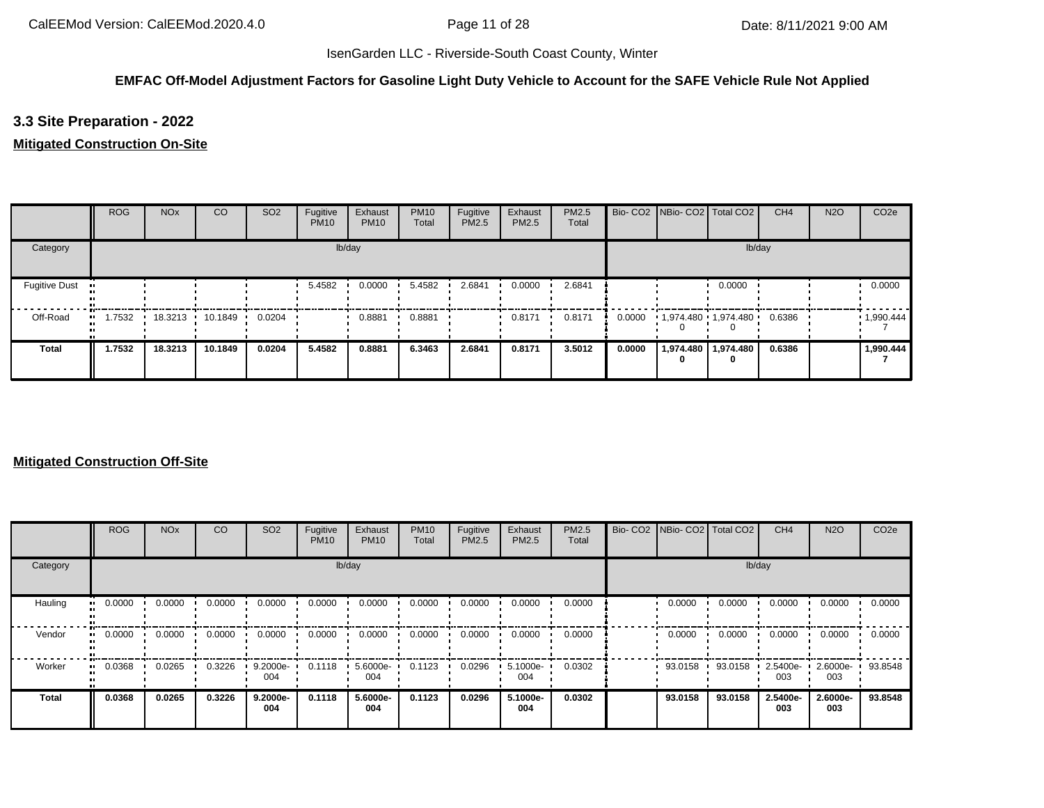IsenGarden LLC - Riverside-South Coast County, Winter

**EMFAC Off-Model Adjustment Factors for Gasoline Light Duty Vehicle to Account for the SAFE Vehicle Rule Not Applied**

### 3.3 Site Preparation - 2022

**Mitigated Construction On-Site**

| | ROG | NOx | CO | SO2 | Fugitive PM10 | Exhaust PM10 | PM10 Total | Fugitive PM2.5 | Exhaust PM2.5 | PM2.5 Total | Bio- CO2 | NBio- CO2 | Total CO2 | CH4 | N2O | CO2e |
|---|---|---|---|---|---|---|---|---|---|---|---|---|---|---|---|---|
| Category | lb/day | | | | | | | | | | lb/day | | | | | |
| Fugitive Dust | | | | | 5.4582 | 0.0000 | 5.4582 | 2.6841 | 0.0000 | 2.6841 | | | 0.0000 | | | 0.0000 |
| Off-Road | 1.7532 | 18.3213 | 10.1849 | 0.0204 | | 0.8881 | 0.8881 | | 0.8171 | 0.8171 | 0.0000 | 1,974.4800 | 1,974.4800 | 0.6386 | | 1,990.4447 |
| **Total** | **1.7532** | **18.3213** | **10.1849** | **0.0204** | **5.4582** | **0.8881** | **6.3463** | **2.6841** | **0.8171** | **3.5012** | **0.0000** | **1,974.4800** | **1,974.4800** | **0.6386** | | **1,990.4447** |

**Mitigated Construction Off-Site**

| | ROG | NOx | CO | SO2 | Fugitive PM10 | Exhaust PM10 | PM10 Total | Fugitive PM2.5 | Exhaust PM2.5 | PM2.5 Total | Bio- CO2 | NBio- CO2 | Total CO2 | CH4 | N2O | CO2e |
|---|---|---|---|---|---|---|---|---|---|---|---|---|---|---|---|---|
| Category | lb/day | | | | | | | | | | lb/day | | | | | |
| Hauling | 0.0000 | 0.0000 | 0.0000 | 0.0000 | 0.0000 | 0.0000 | 0.0000 | 0.0000 | 0.0000 | 0.0000 | | 0.0000 | 0.0000 | 0.0000 | 0.0000 | 0.0000 |
| Vendor | 0.0000 | 0.0000 | 0.0000 | 0.0000 | 0.0000 | 0.0000 | 0.0000 | 0.0000 | 0.0000 | 0.0000 | | 0.0000 | 0.0000 | 0.0000 | 0.0000 | 0.0000 |
| Worker | 0.0368 | 0.0265 | 0.3226 | 9.2000e-004 | 0.1118 | 5.6000e-004 | 0.1123 | 0.0296 | 5.1000e-004 | 0.0302 | | 93.0158 | 93.0158 | 2.5400e-003 | 2.6000e-003 | 93.8548 |
| **Total** | **0.0368** | **0.0265** | **0.3226** | **9.2000e-004** | **0.1118** | **5.6000e-004** | **0.1123** | **0.0296** | **5.1000e-004** | **0.0302** | | **93.0158** | **93.0158** | **2.5400e-003** | **2.6000e-003** | **93.8548** |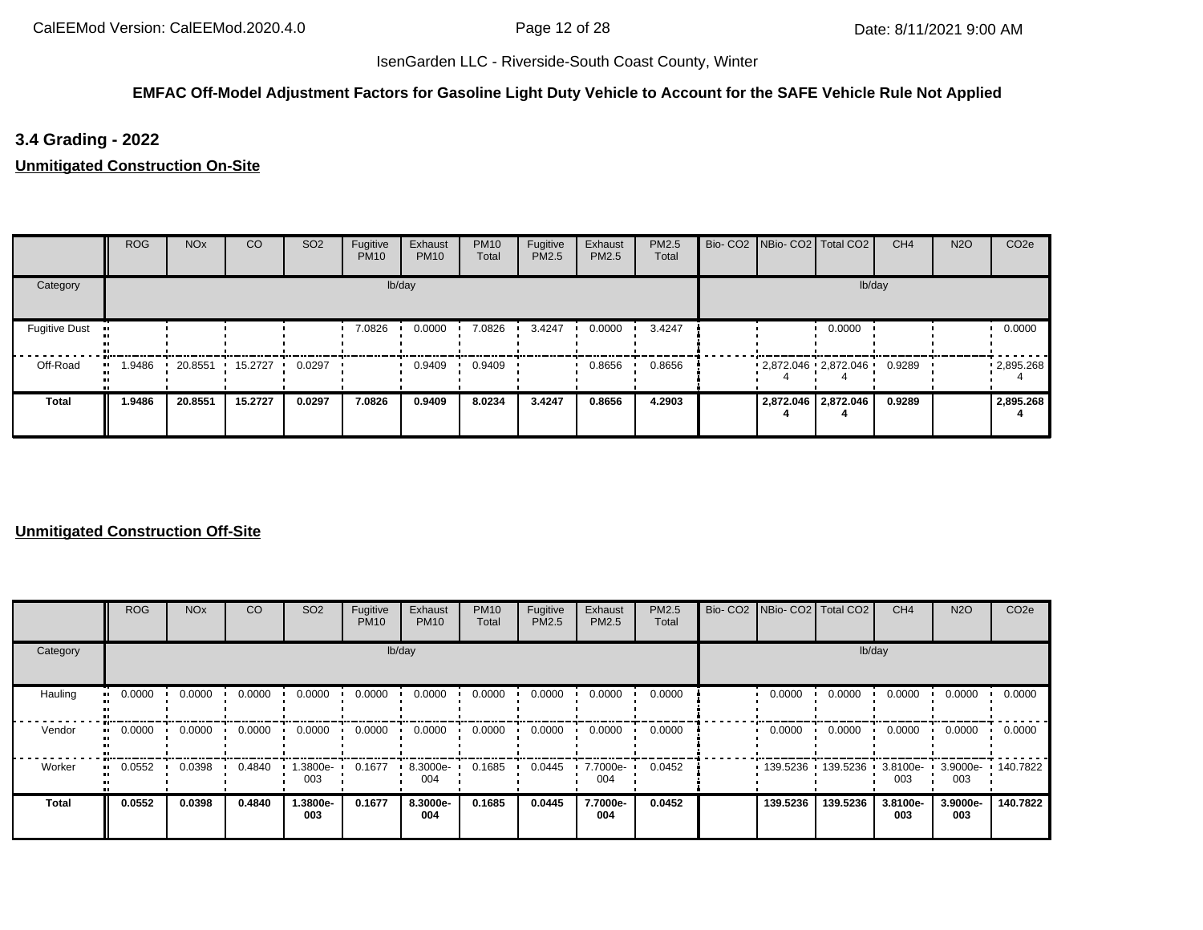**EMFAC Off-Model Adjustment Factors for Gasoline Light Duty Vehicle to Account for the SAFE Vehicle Rule Not Applied**

## 3.4 Grading - 2022

**Unmitigated Construction On-Site**

| | ROG | NOx | CO | SO2 | Fugitive PM10 | Exhaust PM10 | PM10 Total | Fugitive PM2.5 | Exhaust PM2.5 | PM2.5 Total | Bio- CO2 | NBio- CO2 | Total CO2 | CH4 | N2O | CO2e |
|---|---|---|---|---|---|---|---|---|---|---|---|---|---|---|---|---|
| Category | lb/day | | | | | | | | | | lb/day | | | | | |
| Fugitive Dust | | | | | 7.0826 | 0.0000 | 7.0826 | 3.4247 | 0.0000 | 3.4247 | | | 0.0000 | | | 0.0000 |
| Off-Road | 1.9486 | 20.8551 | 15.2727 | 0.0297 | | 0.9409 | 0.9409 | | 0.8656 | 0.8656 | | 2,872.0464 | 2,872.0464 | 0.9289 | | 2,895.2684 |
| **Total** | **1.9486** | **20.8551** | **15.2727** | **0.0297** | **7.0826** | **0.9409** | **8.0234** | **3.4247** | **0.8656** | **4.2903** | | **2,872.0464** | **2,872.0464** | **0.9289** | | **2,895.2684** |

**Unmitigated Construction Off-Site**

| | ROG | NOx | CO | SO2 | Fugitive PM10 | Exhaust PM10 | PM10 Total | Fugitive PM2.5 | Exhaust PM2.5 | PM2.5 Total | Bio- CO2 | NBio- CO2 | Total CO2 | CH4 | N2O | CO2e |
|---|---|---|---|---|---|---|---|---|---|---|---|---|---|---|---|---|
| Category | lb/day | | | | | | | | | | lb/day | | | | | |
| Hauling | 0.0000 | 0.0000 | 0.0000 | 0.0000 | 0.0000 | 0.0000 | 0.0000 | 0.0000 | 0.0000 | 0.0000 | | 0.0000 | 0.0000 | 0.0000 | 0.0000 | 0.0000 |
| Vendor | 0.0000 | 0.0000 | 0.0000 | 0.0000 | 0.0000 | 0.0000 | 0.0000 | 0.0000 | 0.0000 | 0.0000 | | 0.0000 | 0.0000 | 0.0000 | 0.0000 | 0.0000 |
| Worker | 0.0552 | 0.0398 | 0.4840 | 1.3800e-003 | 0.1677 | 8.3000e-004 | 0.1685 | 0.0445 | 7.7000e-004 | 0.0452 | | 139.5236 | 139.5236 | 3.8100e-003 | 3.9000e-003 | 140.7822 |
| **Total** | **0.0552** | **0.0398** | **0.4840** | **1.3800e-003** | **0.1677** | **8.3000e-004** | **0.1685** | **0.0445** | **7.7000e-004** | **0.0452** | | **139.5236** | **139.5236** | **3.8100e-003** | **3.9000e-003** | **140.7822** |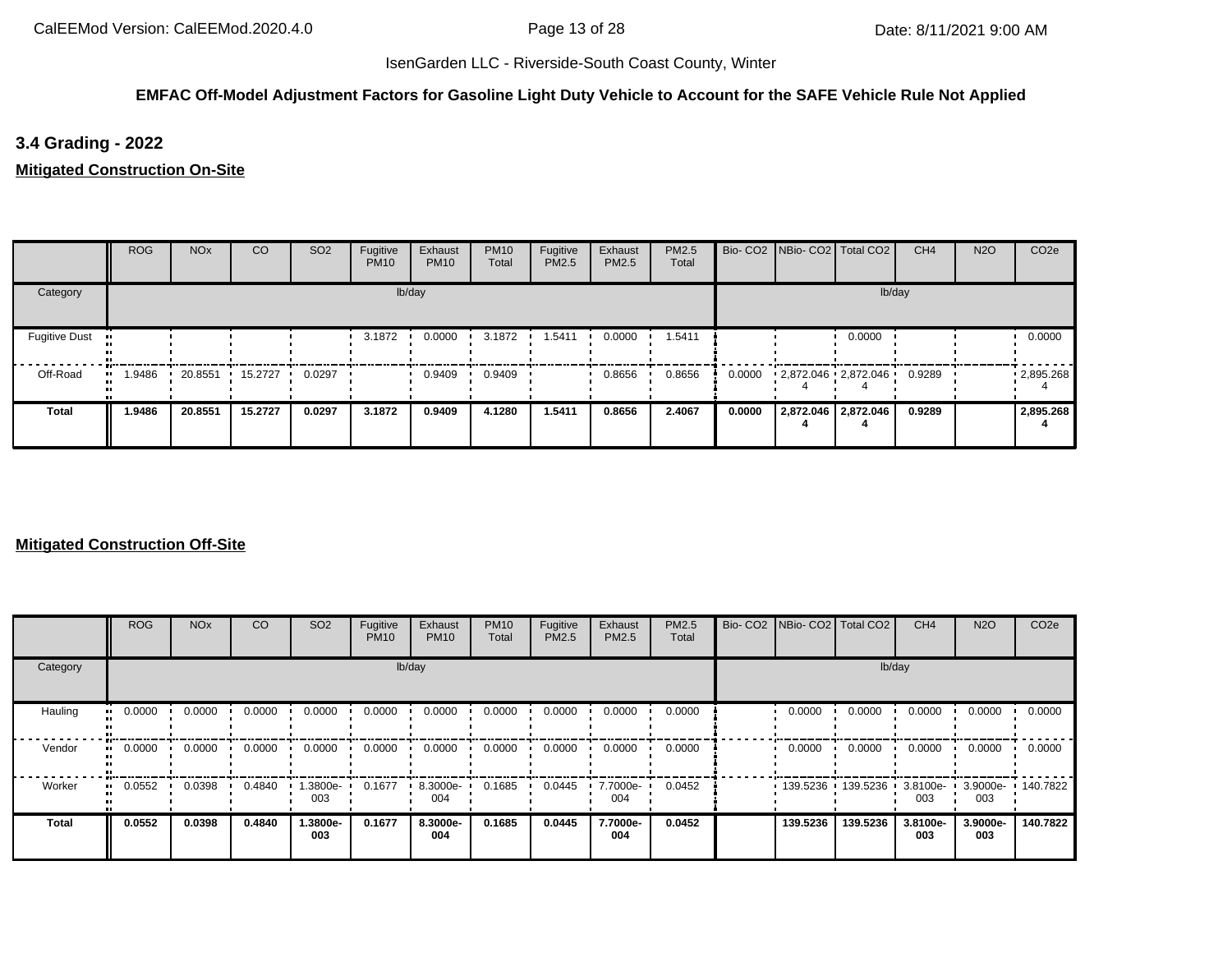IsenGarden LLC - Riverside-South Coast County, Winter

**EMFAC Off-Model Adjustment Factors for Gasoline Light Duty Vehicle to Account for the SAFE Vehicle Rule Not Applied**

### 3.4 Grading - 2022

**Mitigated Construction On-Site**

| | ROG | NOx | CO | SO2 | Fugitive PM10 | Exhaust PM10 | PM10 Total | Fugitive PM2.5 | Exhaust PM2.5 | PM2.5 Total | Bio- CO2 | NBio- CO2 | Total CO2 | CH4 | N2O | CO2e |
|---|---|---|---|---|---|---|---|---|---|---|---|---|---|---|---|---|
| Category | lb/day | | | | | | | | | | lb/day | | | | | |
| Fugitive Dust | | | | | 3.1872 | 0.0000 | 3.1872 | 1.5411 | 0.0000 | 1.5411 | | | 0.0000 | | | 0.0000 |
| Off-Road | 1.9486 | 20.8551 | 15.2727 | 0.0297 | | 0.9409 | 0.9409 | | 0.8656 | 0.8656 | 0.0000 | 2,872.0464 | 2,872.0464 | 0.9289 | | 2,895.2684 |
| **Total** | **1.9486** | **20.8551** | **15.2727** | **0.0297** | **3.1872** | **0.9409** | **4.1280** | **1.5411** | **0.8656** | **2.4067** | **0.0000** | **2,872.0464** | **2,872.0464** | **0.9289** | | **2,895.2684** |

**Mitigated Construction Off-Site**

| | ROG | NOx | CO | SO2 | Fugitive PM10 | Exhaust PM10 | PM10 Total | Fugitive PM2.5 | Exhaust PM2.5 | PM2.5 Total | Bio- CO2 | NBio- CO2 | Total CO2 | CH4 | N2O | CO2e |
|---|---|---|---|---|---|---|---|---|---|---|---|---|---|---|---|---|
| Category | lb/day | | | | | | | | | | lb/day | | | | | |
| Hauling | 0.0000 | 0.0000 | 0.0000 | 0.0000 | 0.0000 | 0.0000 | 0.0000 | 0.0000 | 0.0000 | 0.0000 | | 0.0000 | 0.0000 | 0.0000 | 0.0000 | 0.0000 |
| Vendor | 0.0000 | 0.0000 | 0.0000 | 0.0000 | 0.0000 | 0.0000 | 0.0000 | 0.0000 | 0.0000 | 0.0000 | | 0.0000 | 0.0000 | 0.0000 | 0.0000 | 0.0000 |
| Worker | 0.0552 | 0.0398 | 0.4840 | 1.3800e-003 | 0.1677 | 8.3000e-004 | 0.1685 | 0.0445 | 7.7000e-004 | 0.0452 | | 139.5236 | 139.5236 | 3.8100e-003 | 3.9000e-003 | 140.7822 |
| **Total** | **0.0552** | **0.0398** | **0.4840** | **1.3800e-003** | **0.1677** | **8.3000e-004** | **0.1685** | **0.0445** | **7.7000e-004** | **0.0452** | | **139.5236** | **139.5236** | **3.8100e-003** | **3.9000e-003** | **140.7822** |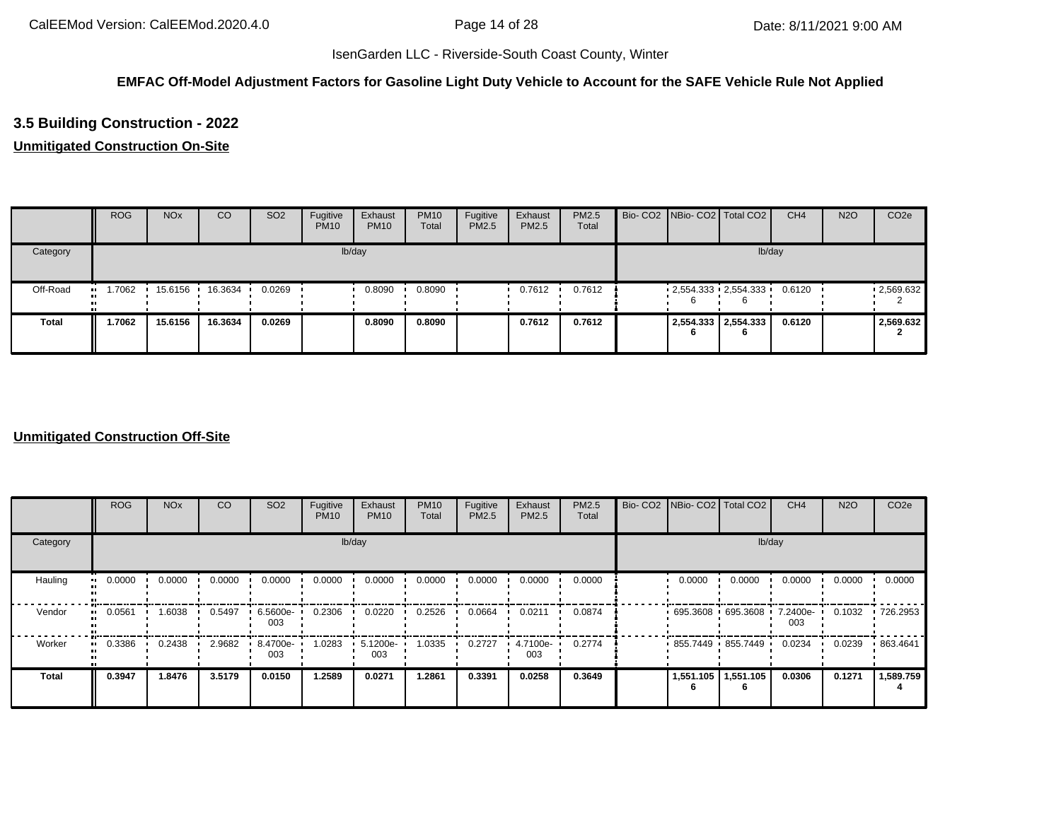IsenGarden LLC - Riverside-South Coast County, Winter

**EMFAC Off-Model Adjustment Factors for Gasoline Light Duty Vehicle to Account for the SAFE Vehicle Rule Not Applied**

## 3.5 Building Construction - 2022

**Unmitigated Construction On-Site**

| | ROG | NOx | CO | SO2 | Fugitive PM10 | Exhaust PM10 | PM10 Total | Fugitive PM2.5 | Exhaust PM2.5 | PM2.5 Total | Bio- CO2 | NBio- CO2 | Total CO2 | CH4 | N2O | CO2e |
|---|---|---|---|---|---|---|---|---|---|---|---|---|---|---|---|---|
| Category | lb/day | | | | | | | | | | lb/day | | | | | |
| Off-Road | 1.7062 | 15.6156 | 16.3634 | 0.0269 | | 0.8090 | 0.8090 | | 0.7612 | 0.7612 | | 2,554.3336 | 2,554.3336 | 0.6120 | | 2,569.6322 |
| **Total** | **1.7062** | **15.6156** | **16.3634** | **0.0269** | | **0.8090** | **0.8090** | | **0.7612** | **0.7612** | | **2,554.3336** | **2,554.3336** | **0.6120** | | **2,569.6322** |

**Unmitigated Construction Off-Site**

| | ROG | NOx | CO | SO2 | Fugitive PM10 | Exhaust PM10 | PM10 Total | Fugitive PM2.5 | Exhaust PM2.5 | PM2.5 Total | Bio- CO2 | NBio- CO2 | Total CO2 | CH4 | N2O | CO2e |
|---|---|---|---|---|---|---|---|---|---|---|---|---|---|---|---|---|
| Category | lb/day | | | | | | | | | | lb/day | | | | | |
| Hauling | 0.0000 | 0.0000 | 0.0000 | 0.0000 | 0.0000 | 0.0000 | 0.0000 | 0.0000 | 0.0000 | 0.0000 | | 0.0000 | 0.0000 | 0.0000 | 0.0000 | 0.0000 |
| Vendor | 0.0561 | 1.6038 | 0.5497 | 6.5600e-003 | 0.2306 | 0.0220 | 0.2526 | 0.0664 | 0.0211 | 0.0874 | | 695.3608 | 695.3608 | 7.2400e-003 | 0.1032 | 726.2953 |
| Worker | 0.3386 | 0.2438 | 2.9682 | 8.4700e-003 | 1.0283 | 5.1200e-003 | 1.0335 | 0.2727 | 4.7100e-003 | 0.2774 | | 855.7449 | 855.7449 | 0.0234 | 0.0239 | 863.4641 |
| **Total** | **0.3947** | **1.8476** | **3.5179** | **0.0150** | **1.2589** | **0.0271** | **1.2861** | **0.3391** | **0.0258** | **0.3649** | | **1,551.1056** | **1,551.1056** | **0.0306** | **0.1271** | **1,589.7594** |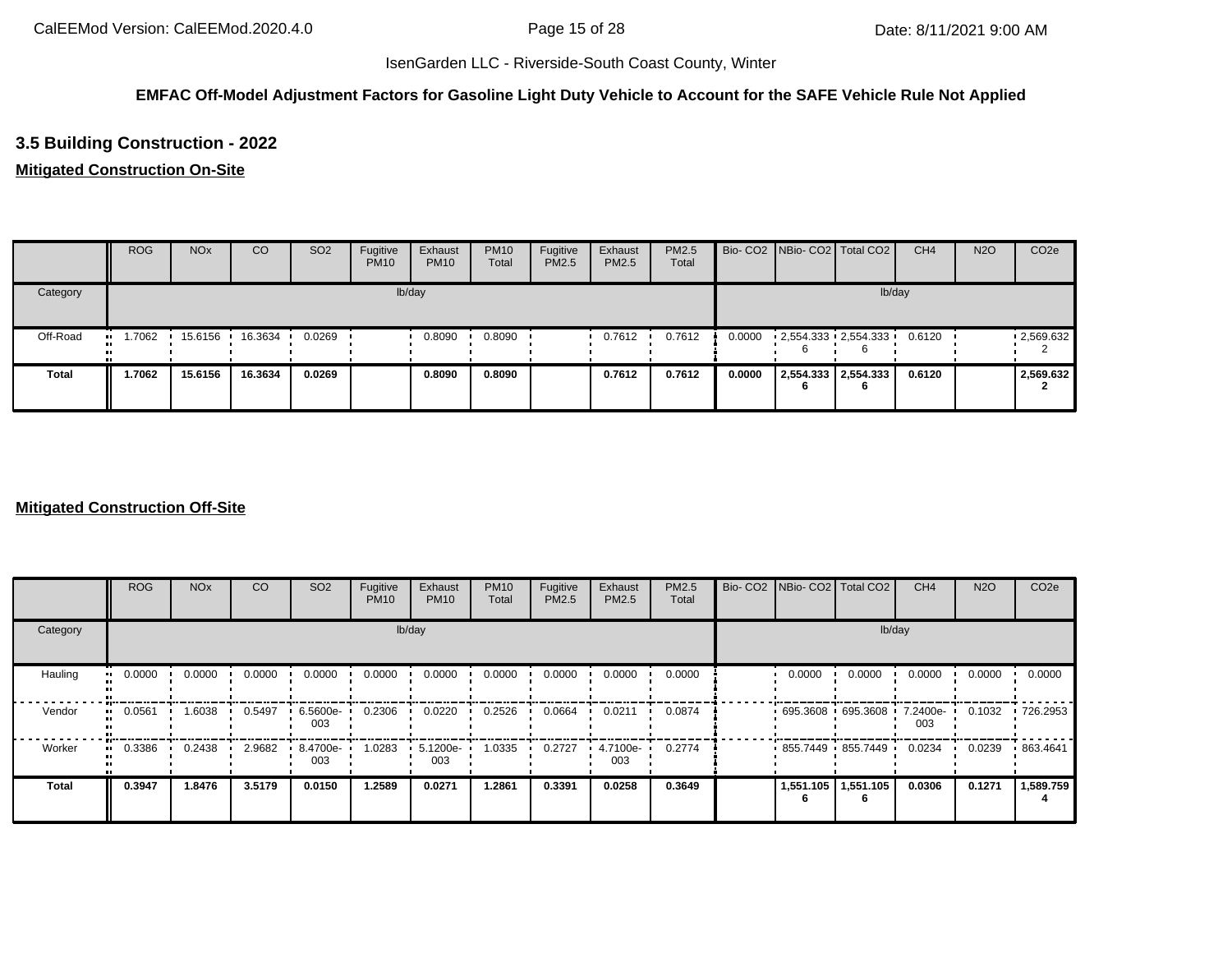**EMFAC Off-Model Adjustment Factors for Gasoline Light Duty Vehicle to Account for the SAFE Vehicle Rule Not Applied**

## 3.5 Building Construction - 2022

**Mitigated Construction On-Site**

| | ROG | NOx | CO | SO2 | Fugitive PM10 | Exhaust PM10 | PM10 Total | Fugitive PM2.5 | Exhaust PM2.5 | PM2.5 Total | Bio- CO2 | NBio- CO2 | Total CO2 | CH4 | N2O | CO2e |
|---|---|---|---|---|---|---|---|---|---|---|---|---|---|---|---|---|
| Category | lb/day | | | | | | | | | | lb/day | | | | | |
| Off-Road | 1.7062 | 15.6156 | 16.3634 | 0.0269 | | 0.8090 | 0.8090 | | 0.7612 | 0.7612 | 0.0000 | 2,554.333 6 | 2,554.333 6 | 0.6120 | | 2,569.632 2 |
| **Total** | **1.7062** | **15.6156** | **16.3634** | **0.0269** | | **0.8090** | **0.8090** | | **0.7612** | **0.7612** | **0.0000** | **2,554.333 6** | **2,554.333 6** | **0.6120** | | **2,569.632 2** |

**Mitigated Construction Off-Site**

| | ROG | NOx | CO | SO2 | Fugitive PM10 | Exhaust PM10 | PM10 Total | Fugitive PM2.5 | Exhaust PM2.5 | PM2.5 Total | Bio- CO2 | NBio- CO2 | Total CO2 | CH4 | N2O | CO2e |
|---|---|---|---|---|---|---|---|---|---|---|---|---|---|---|---|---|
| Category | lb/day | | | | | | | | | | lb/day | | | | | |
| Hauling | 0.0000 | 0.0000 | 0.0000 | 0.0000 | 0.0000 | 0.0000 | 0.0000 | 0.0000 | 0.0000 | 0.0000 | | 0.0000 | 0.0000 | 0.0000 | 0.0000 | 0.0000 |
| Vendor | 0.0561 | 1.6038 | 0.5497 | 6.5600e-003 | 0.2306 | 0.0220 | 0.2526 | 0.0664 | 0.0211 | 0.0874 | | 695.3608 | 695.3608 | 7.2400e-003 | 0.1032 | 726.2953 |
| Worker | 0.3386 | 0.2438 | 2.9682 | 8.4700e-003 | 1.0283 | 5.1200e-003 | 1.0335 | 0.2727 | 4.7100e-003 | 0.2774 | | 855.7449 | 855.7449 | 0.0234 | 0.0239 | 863.4641 |
| **Total** | **0.3947** | **1.8476** | **3.5179** | **0.0150** | **1.2589** | **0.0271** | **1.2861** | **0.3391** | **0.0258** | **0.3649** | | **1,551.105 6** | **1,551.105 6** | **0.0306** | **0.1271** | **1,589.759 4** |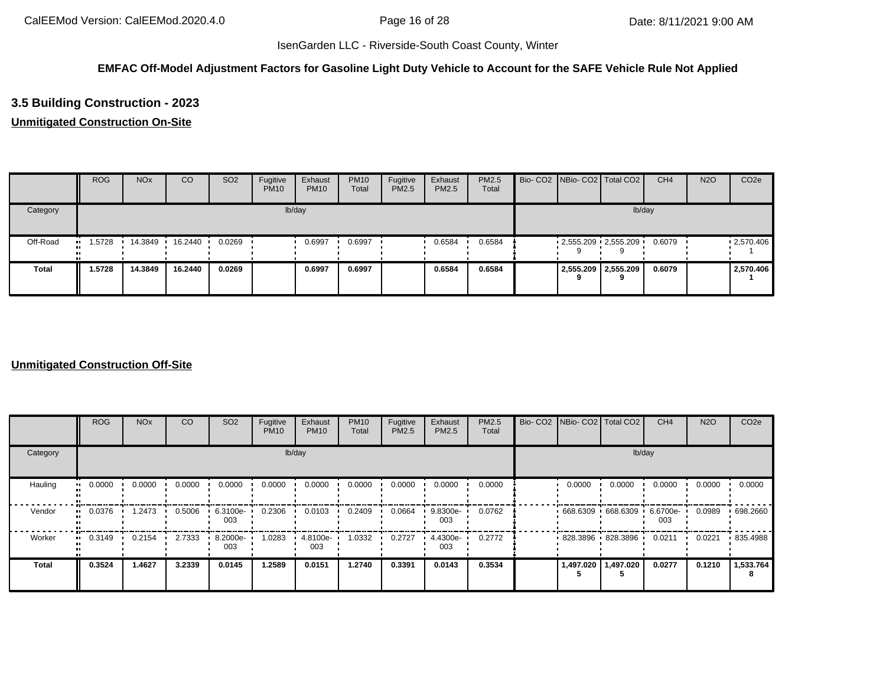IsenGarden LLC - Riverside-South Coast County, Winter

**EMFAC Off-Model Adjustment Factors for Gasoline Light Duty Vehicle to Account for the SAFE Vehicle Rule Not Applied**

### 3.5 Building Construction - 2023

**Unmitigated Construction On-Site**

| | ROG | NOx | CO | SO2 | Fugitive PM10 | Exhaust PM10 | PM10 Total | Fugitive PM2.5 | Exhaust PM2.5 | PM2.5 Total | Bio- CO2 | NBio- CO2 | Total CO2 | CH4 | N2O | CO2e |
|---|---|---|---|---|---|---|---|---|---|---|---|---|---|---|---|---|
| Category | lb/day | | | | | | | | | | lb/day | | | | | |
| Off-Road | 1.5728 | 14.3849 | 16.2440 | 0.0269 | | 0.6997 | 0.6997 | | 0.6584 | 0.6584 | | 2,555.2099 | 2,555.2099 | 0.6079 | | 2,570.4061 |
| **Total** | **1.5728** | **14.3849** | **16.2440** | **0.0269** | | **0.6997** | **0.6997** | | **0.6584** | **0.6584** | | **2,555.2099** | **2,555.2099** | **0.6079** | | **2,570.4061** |

**Unmitigated Construction Off-Site**

| | ROG | NOx | CO | SO2 | Fugitive PM10 | Exhaust PM10 | PM10 Total | Fugitive PM2.5 | Exhaust PM2.5 | PM2.5 Total | Bio- CO2 | NBio- CO2 | Total CO2 | CH4 | N2O | CO2e |
|---|---|---|---|---|---|---|---|---|---|---|---|---|---|---|---|---|
| Category | lb/day | | | | | | | | | | lb/day | | | | | |
| Hauling | 0.0000 | 0.0000 | 0.0000 | 0.0000 | 0.0000 | 0.0000 | 0.0000 | 0.0000 | 0.0000 | 0.0000 | | 0.0000 | 0.0000 | 0.0000 | 0.0000 | 0.0000 |
| Vendor | 0.0376 | 1.2473 | 0.5006 | 6.3100e-003 | 0.2306 | 0.0103 | 0.2409 | 0.0664 | 9.8300e-003 | 0.0762 | | 668.6309 | 668.6309 | 6.6700e-003 | 0.0989 | 698.2660 |
| Worker | 0.3149 | 0.2154 | 2.7333 | 8.2000e-003 | 1.0283 | 4.8100e-003 | 1.0332 | 0.2727 | 4.4300e-003 | 0.2772 | | 828.3896 | 828.3896 | 0.0211 | 0.0221 | 835.4988 |
| **Total** | **0.3524** | **1.4627** | **3.2339** | **0.0145** | **1.2589** | **0.0151** | **1.2740** | **0.3391** | **0.0143** | **0.3534** | | **1,497.0205** | **1,497.0205** | **0.0277** | **0.1210** | **1,533.7648** |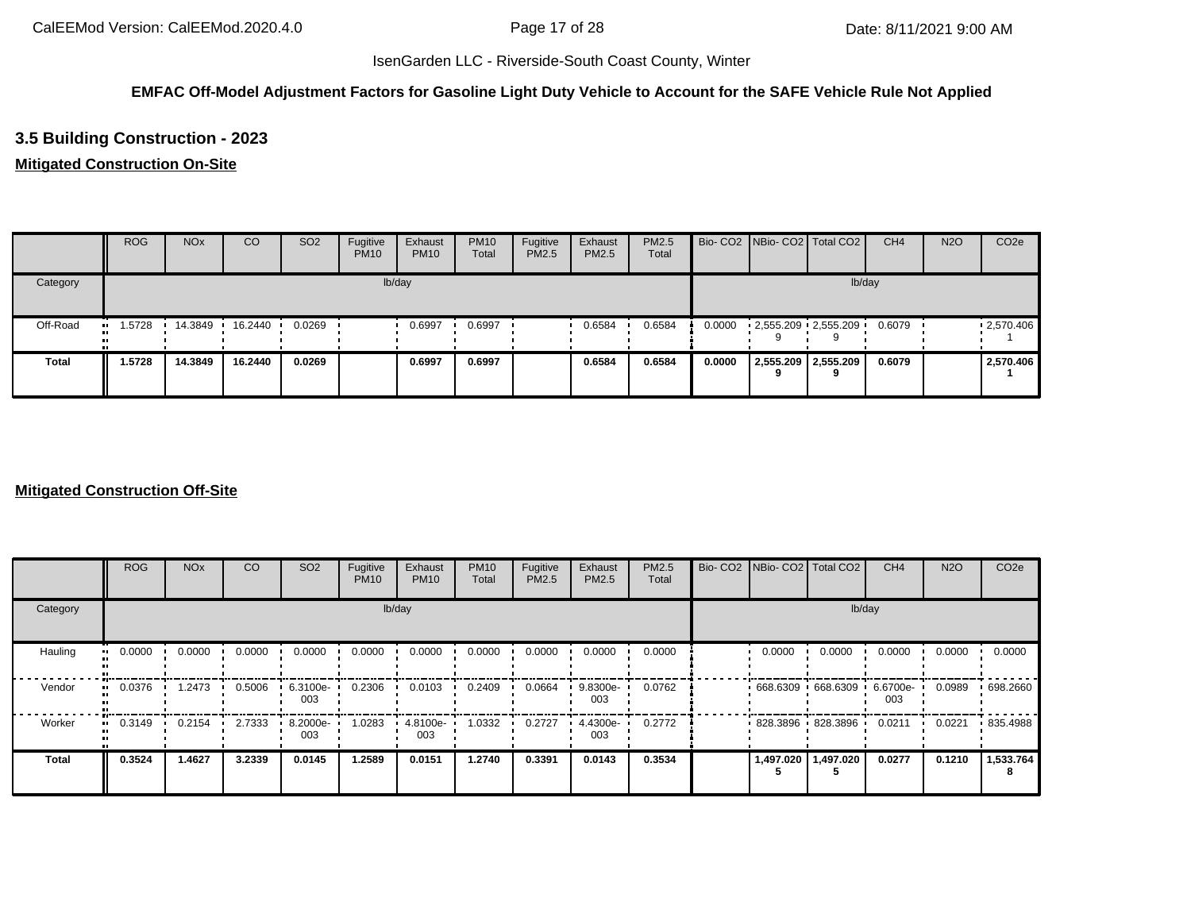**EMFAC Off-Model Adjustment Factors for Gasoline Light Duty Vehicle to Account for the SAFE Vehicle Rule Not Applied**

## 3.5 Building Construction - 2023

**Mitigated Construction On-Site**

| | ROG | NOx | CO | SO2 | Fugitive PM10 | Exhaust PM10 | PM10 Total | Fugitive PM2.5 | Exhaust PM2.5 | PM2.5 Total | Bio- CO2 | NBio- CO2 | Total CO2 | CH4 | N2O | CO2e |
|---|---|---|---|---|---|---|---|---|---|---|---|---|---|---|---|---|
| Category | lb/day | | | | | | | | | | lb/day | | | | | |
| Off-Road | 1.5728 | 14.3849 | 16.2440 | 0.0269 | | 0.6997 | 0.6997 | | 0.6584 | 0.6584 | 0.0000 | 2,555.2099 | 2,555.2099 | 0.6079 | | 2,570.4061 |
| **Total** | **1.5728** | **14.3849** | **16.2440** | **0.0269** | | **0.6997** | **0.6997** | | **0.6584** | **0.6584** | **0.0000** | **2,555.2099** | **2,555.2099** | **0.6079** | | **2,570.4061** |

**Mitigated Construction Off-Site**

| | ROG | NOx | CO | SO2 | Fugitive PM10 | Exhaust PM10 | PM10 Total | Fugitive PM2.5 | Exhaust PM2.5 | PM2.5 Total | Bio- CO2 | NBio- CO2 | Total CO2 | CH4 | N2O | CO2e |
|---|---|---|---|---|---|---|---|---|---|---|---|---|---|---|---|---|
| Category | lb/day | | | | | | | | | | lb/day | | | | | |
| Hauling | 0.0000 | 0.0000 | 0.0000 | 0.0000 | 0.0000 | 0.0000 | 0.0000 | 0.0000 | 0.0000 | 0.0000 | | 0.0000 | 0.0000 | 0.0000 | 0.0000 | 0.0000 |
| Vendor | 0.0376 | 1.2473 | 0.5006 | 6.3100e-003 | 0.2306 | 0.0103 | 0.2409 | 0.0664 | 9.8300e-003 | 0.0762 | | 668.6309 | 668.6309 | 6.6700e-003 | 0.0989 | 698.2660 |
| Worker | 0.3149 | 0.2154 | 2.7333 | 8.2000e-003 | 1.0283 | 4.8100e-003 | 1.0332 | 0.2727 | 4.4300e-003 | 0.2772 | | 828.3896 | 828.3896 | 0.0211 | 0.0221 | 835.4988 |
| **Total** | **0.3524** | **1.4627** | **3.2339** | **0.0145** | **1.2589** | **0.0151** | **1.2740** | **0.3391** | **0.0143** | **0.3534** | | **1,497.0205** | **1,497.0205** | **0.0277** | **0.1210** | **1,533.7648** |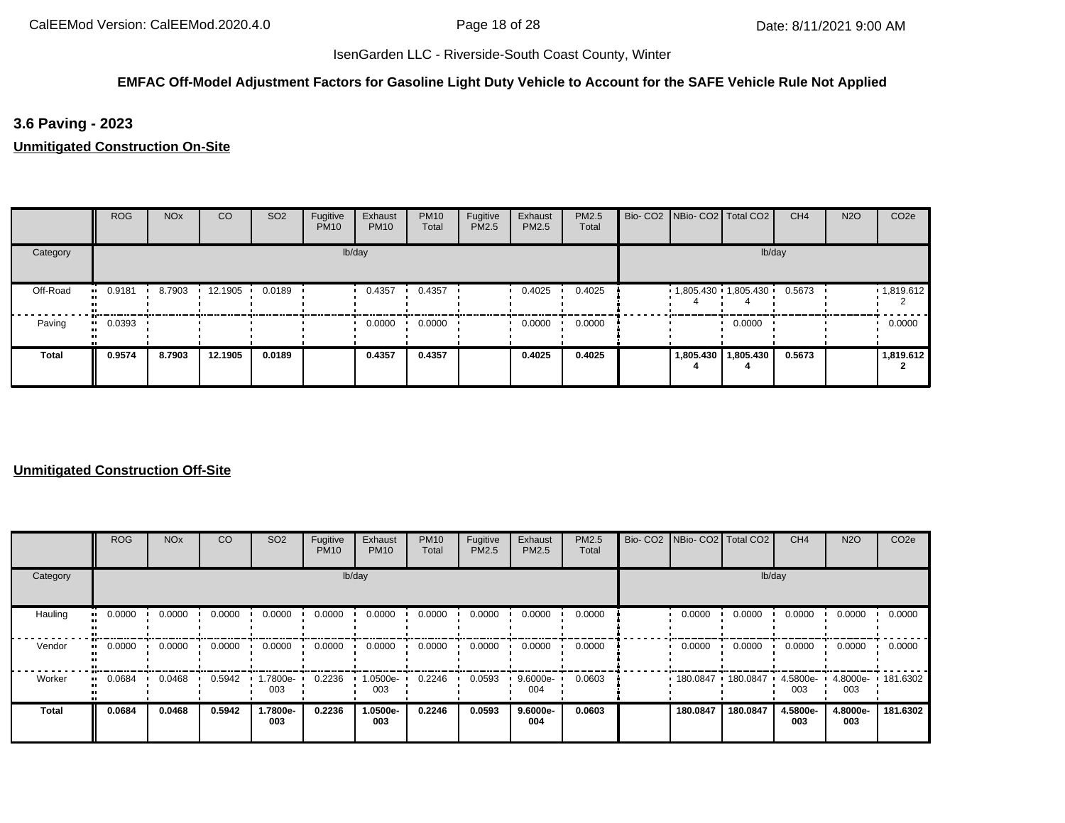IsenGarden LLC - Riverside-South Coast County, Winter

**EMFAC Off-Model Adjustment Factors for Gasoline Light Duty Vehicle to Account for the SAFE Vehicle Rule Not Applied**

### 3.6 Paving - 2023

**Unmitigated Construction On-Site**

| | ROG | NOx | CO | SO2 | Fugitive PM10 | Exhaust PM10 | PM10 Total | Fugitive PM2.5 | Exhaust PM2.5 | PM2.5 Total | Bio- CO2 | NBio- CO2 | Total CO2 | CH4 | N2O | CO2e |
|---|---|---|---|---|---|---|---|---|---|---|---|---|---|---|---|---|
| Category | lb/day | | | | | | | | | | lb/day | | | | | |
| Off-Road | 0.9181 | 8.7903 | 12.1905 | 0.0189 | | 0.4357 | 0.4357 | | 0.4025 | 0.4025 | | 1,805.4304 | 1,805.4304 | 0.5673 | | 1,819.6122 |
| Paving | 0.0393 | | | | | 0.0000 | 0.0000 | | 0.0000 | 0.0000 | | | 0.0000 | | | 0.0000 |
| **Total** | **0.9574** | **8.7903** | **12.1905** | **0.0189** | | **0.4357** | **0.4357** | | **0.4025** | **0.4025** | | **1,805.4304** | **1,805.4304** | **0.5673** | | **1,819.6122** |

**Unmitigated Construction Off-Site**

| | ROG | NOx | CO | SO2 | Fugitive PM10 | Exhaust PM10 | PM10 Total | Fugitive PM2.5 | Exhaust PM2.5 | PM2.5 Total | Bio- CO2 | NBio- CO2 | Total CO2 | CH4 | N2O | CO2e |
|---|---|---|---|---|---|---|---|---|---|---|---|---|---|---|---|---|
| Category | lb/day | | | | | | | | | | lb/day | | | | | |
| Hauling | 0.0000 | 0.0000 | 0.0000 | 0.0000 | 0.0000 | 0.0000 | 0.0000 | 0.0000 | 0.0000 | 0.0000 | | 0.0000 | 0.0000 | 0.0000 | 0.0000 | 0.0000 |
| Vendor | 0.0000 | 0.0000 | 0.0000 | 0.0000 | 0.0000 | 0.0000 | 0.0000 | 0.0000 | 0.0000 | 0.0000 | | 0.0000 | 0.0000 | 0.0000 | 0.0000 | 0.0000 |
| Worker | 0.0684 | 0.0468 | 0.5942 | 1.7800e-003 | 0.2236 | 1.0500e-003 | 0.2246 | 0.0593 | 9.6000e-004 | 0.0603 | | 180.0847 | 180.0847 | 4.5800e-003 | 4.8000e-003 | 181.6302 |
| **Total** | **0.0684** | **0.0468** | **0.5942** | **1.7800e-003** | **0.2236** | **1.0500e-003** | **0.2246** | **0.0593** | **9.6000e-004** | **0.0603** | | **180.0847** | **180.0847** | **4.5800e-003** | **4.8000e-003** | **181.6302** |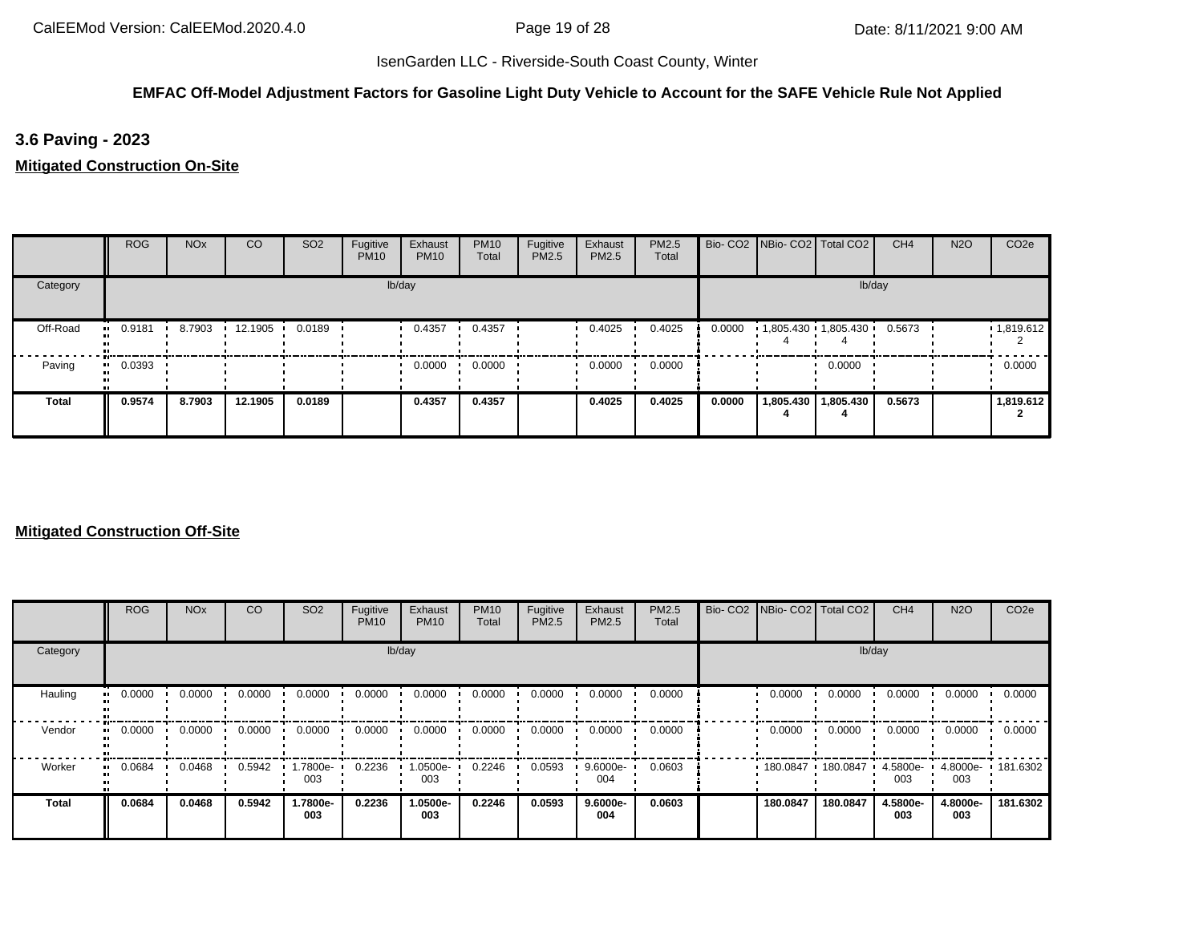IsenGarden LLC - Riverside-South Coast County, Winter

**EMFAC Off-Model Adjustment Factors for Gasoline Light Duty Vehicle to Account for the SAFE Vehicle Rule Not Applied**

### 3.6 Paving - 2023

**Mitigated Construction On-Site**

| | ROG | NOx | CO | SO2 | Fugitive PM10 | Exhaust PM10 | PM10 Total | Fugitive PM2.5 | Exhaust PM2.5 | PM2.5 Total | Bio- CO2 | NBio- CO2 | Total CO2 | CH4 | N2O | CO2e |
|---|---|---|---|---|---|---|---|---|---|---|---|---|---|---|---|---|
| Category | lb/day | | | | | | | | | | lb/day | | | | | |
| Off-Road | 0.9181 | 8.7903 | 12.1905 | 0.0189 | | 0.4357 | 0.4357 | | 0.4025 | 0.4025 | 0.0000 | 1,805.4304 | 1,805.4304 | 0.5673 | | 1,819.6122 |
| Paving | 0.0393 | | | | | 0.0000 | 0.0000 | | 0.0000 | 0.0000 | | | 0.0000 | | | 0.0000 |
| **Total** | **0.9574** | **8.7903** | **12.1905** | **0.0189** | | **0.4357** | **0.4357** | | **0.4025** | **0.4025** | **0.0000** | **1,805.4304** | **1,805.4304** | **0.5673** | | **1,819.6122** |

**Mitigated Construction Off-Site**

| | ROG | NOx | CO | SO2 | Fugitive PM10 | Exhaust PM10 | PM10 Total | Fugitive PM2.5 | Exhaust PM2.5 | PM2.5 Total | Bio- CO2 | NBio- CO2 | Total CO2 | CH4 | N2O | CO2e |
|---|---|---|---|---|---|---|---|---|---|---|---|---|---|---|---|---|
| Category | lb/day | | | | | | | | | | lb/day | | | | | |
| Hauling | 0.0000 | 0.0000 | 0.0000 | 0.0000 | 0.0000 | 0.0000 | 0.0000 | 0.0000 | 0.0000 | 0.0000 | | 0.0000 | 0.0000 | 0.0000 | 0.0000 | 0.0000 |
| Vendor | 0.0000 | 0.0000 | 0.0000 | 0.0000 | 0.0000 | 0.0000 | 0.0000 | 0.0000 | 0.0000 | 0.0000 | | 0.0000 | 0.0000 | 0.0000 | 0.0000 | 0.0000 |
| Worker | 0.0684 | 0.0468 | 0.5942 | 1.7800e-003 | 0.2236 | 1.0500e-003 | 0.2246 | 0.0593 | 9.6000e-004 | 0.0603 | | 180.0847 | 180.0847 | 4.5800e-003 | 4.8000e-003 | 181.6302 |
| **Total** | **0.0684** | **0.0468** | **0.5942** | **1.7800e-003** | **0.2236** | **1.0500e-003** | **0.2246** | **0.0593** | **9.6000e-004** | **0.0603** | | **180.0847** | **180.0847** | **4.5800e-003** | **4.8000e-003** | **181.6302** |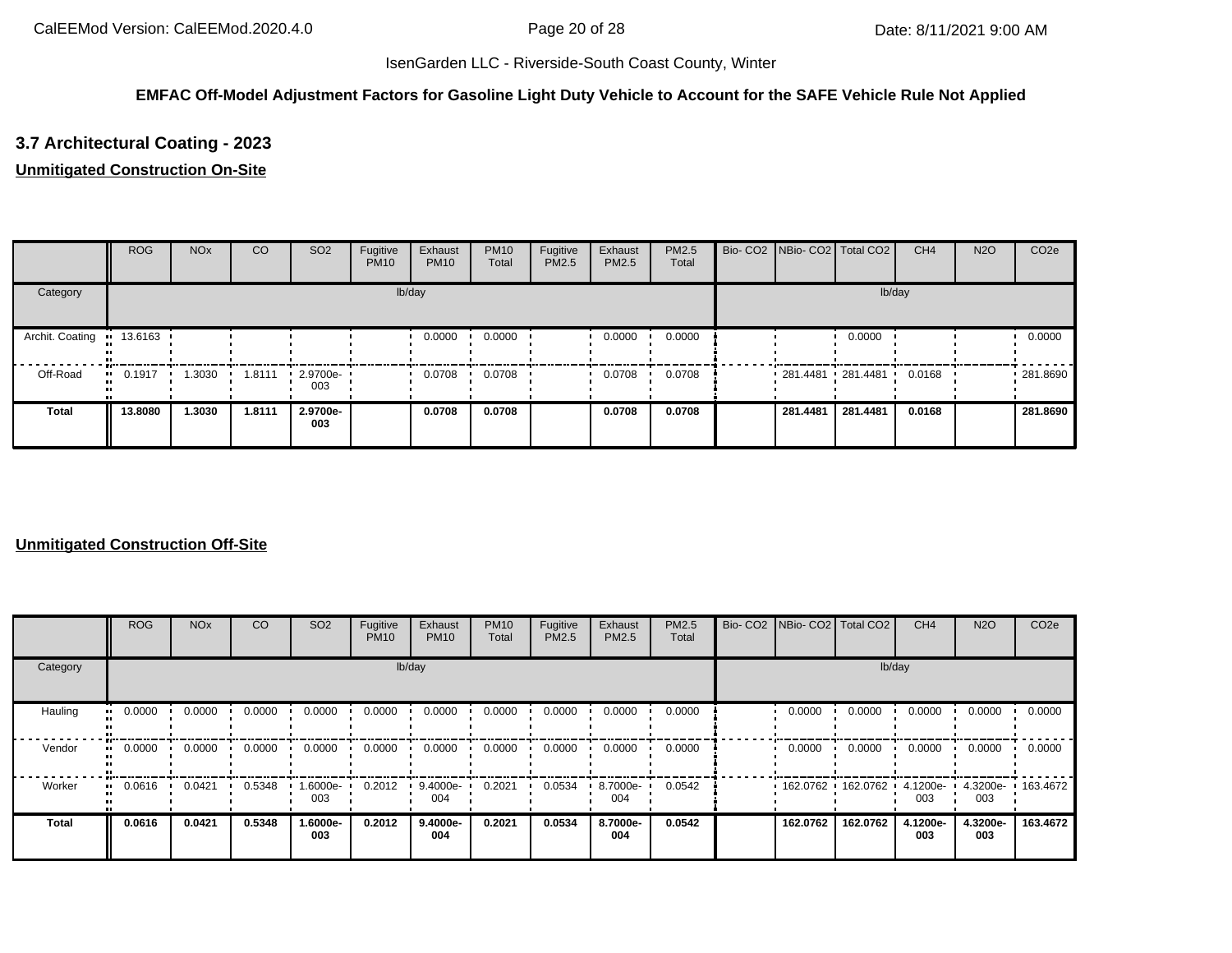IsenGarden LLC - Riverside-South Coast County, Winter

**EMFAC Off-Model Adjustment Factors for Gasoline Light Duty Vehicle to Account for the SAFE Vehicle Rule Not Applied**

### 3.7 Architectural Coating - 2023

**Unmitigated Construction On-Site**

| | ROG | NOx | CO | SO2 | Fugitive PM10 | Exhaust PM10 | PM10 Total | Fugitive PM2.5 | Exhaust PM2.5 | PM2.5 Total | Bio- CO2 | NBio- CO2 | Total CO2 | CH4 | N2O | CO2e |
|---|---|---|---|---|---|---|---|---|---|---|---|---|---|---|---|---|
| Category | lb/day | | | | | | | | | | lb/day | | | | | |
| Archit. Coating | 13.6163 | | | | | 0.0000 | 0.0000 | | 0.0000 | 0.0000 | | | 0.0000 | | | 0.0000 |
| Off-Road | 0.1917 | 1.3030 | 1.8111 | 2.9700e-003 | | 0.0708 | 0.0708 | | 0.0708 | 0.0708 | | 281.4481 | 281.4481 | 0.0168 | | 281.8690 |
| **Total** | **13.8080** | **1.3030** | **1.8111** | **2.9700e-003** | | **0.0708** | **0.0708** | | **0.0708** | **0.0708** | | **281.4481** | **281.4481** | **0.0168** | | **281.8690** |

**Unmitigated Construction Off-Site**

| | ROG | NOx | CO | SO2 | Fugitive PM10 | Exhaust PM10 | PM10 Total | Fugitive PM2.5 | Exhaust PM2.5 | PM2.5 Total | Bio- CO2 | NBio- CO2 | Total CO2 | CH4 | N2O | CO2e |
|---|---|---|---|---|---|---|---|---|---|---|---|---|---|---|---|---|
| Category | lb/day | | | | | | | | | | lb/day | | | | | |
| Hauling | 0.0000 | 0.0000 | 0.0000 | 0.0000 | 0.0000 | 0.0000 | 0.0000 | 0.0000 | 0.0000 | 0.0000 | | 0.0000 | 0.0000 | 0.0000 | 0.0000 | 0.0000 |
| Vendor | 0.0000 | 0.0000 | 0.0000 | 0.0000 | 0.0000 | 0.0000 | 0.0000 | 0.0000 | 0.0000 | 0.0000 | | 0.0000 | 0.0000 | 0.0000 | 0.0000 | 0.0000 |
| Worker | 0.0616 | 0.0421 | 0.5348 | 1.6000e-003 | 0.2012 | 9.4000e-004 | 0.2021 | 0.0534 | 8.7000e-004 | 0.0542 | | 162.0762 | 162.0762 | 4.1200e-003 | 4.3200e-003 | 163.4672 |
| **Total** | **0.0616** | **0.0421** | **0.5348** | **1.6000e-003** | **0.2012** | **9.4000e-004** | **0.2021** | **0.0534** | **8.7000e-004** | **0.0542** | | **162.0762** | **162.0762** | **4.1200e-003** | **4.3200e-003** | **163.4672** |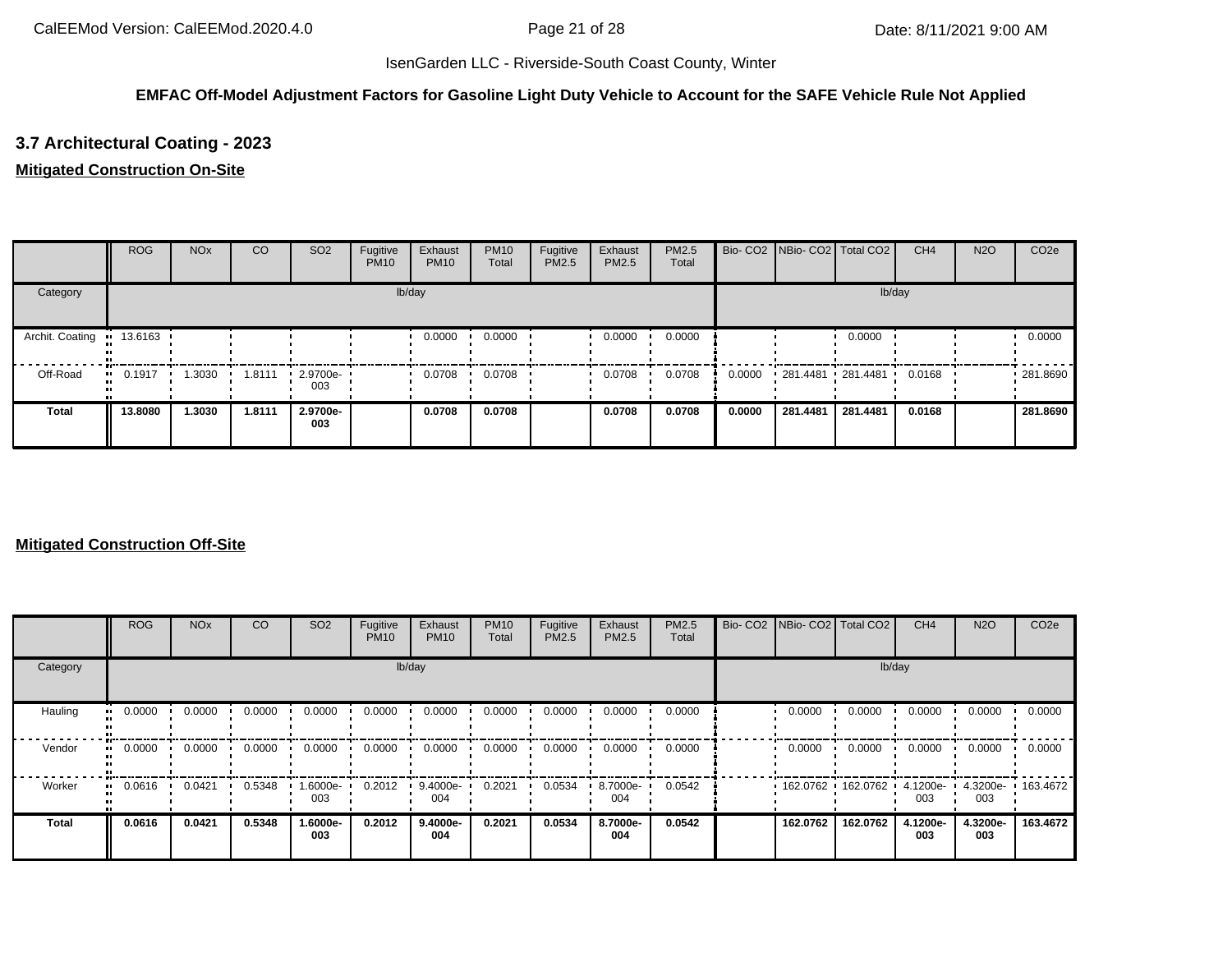IsenGarden LLC - Riverside-South Coast County, Winter

**EMFAC Off-Model Adjustment Factors for Gasoline Light Duty Vehicle to Account for the SAFE Vehicle Rule Not Applied**

### 3.7 Architectural Coating - 2023

**Mitigated Construction On-Site**

| | ROG | NOx | CO | SO2 | Fugitive PM10 | Exhaust PM10 | PM10 Total | Fugitive PM2.5 | Exhaust PM2.5 | PM2.5 Total | Bio- CO2 | NBio- CO2 | Total CO2 | CH4 | N2O | CO2e |
|---|---|---|---|---|---|---|---|---|---|---|---|---|---|---|---|---|
| Category | lb/day | | | | | | | | | | lb/day | | | | | |
| Archit. Coating | 13.6163 | | | | | 0.0000 | 0.0000 | | 0.0000 | 0.0000 | | | 0.0000 | | | 0.0000 |
| Off-Road | 0.1917 | 1.3030 | 1.8111 | 2.9700e-003 | | 0.0708 | 0.0708 | | 0.0708 | 0.0708 | 0.0000 | 281.4481 | 281.4481 | 0.0168 | | 281.8690 |
| **Total** | **13.8080** | **1.3030** | **1.8111** | **2.9700e-003** | | **0.0708** | **0.0708** | | **0.0708** | **0.0708** | **0.0000** | **281.4481** | **281.4481** | **0.0168** | | **281.8690** |

**Mitigated Construction Off-Site**

| | ROG | NOx | CO | SO2 | Fugitive PM10 | Exhaust PM10 | PM10 Total | Fugitive PM2.5 | Exhaust PM2.5 | PM2.5 Total | Bio- CO2 | NBio- CO2 | Total CO2 | CH4 | N2O | CO2e |
|---|---|---|---|---|---|---|---|---|---|---|---|---|---|---|---|---|
| Category | lb/day | | | | | | | | | | lb/day | | | | | |
| Hauling | 0.0000 | 0.0000 | 0.0000 | 0.0000 | 0.0000 | 0.0000 | 0.0000 | 0.0000 | 0.0000 | 0.0000 | | 0.0000 | 0.0000 | 0.0000 | 0.0000 | 0.0000 |
| Vendor | 0.0000 | 0.0000 | 0.0000 | 0.0000 | 0.0000 | 0.0000 | 0.0000 | 0.0000 | 0.0000 | 0.0000 | | 0.0000 | 0.0000 | 0.0000 | 0.0000 | 0.0000 |
| Worker | 0.0616 | 0.0421 | 0.5348 | 1.6000e-003 | 0.2012 | 9.4000e-004 | 0.2021 | 0.0534 | 8.7000e-004 | 0.0542 | | 162.0762 | 162.0762 | 4.1200e-003 | 4.3200e-003 | 163.4672 |
| **Total** | **0.0616** | **0.0421** | **0.5348** | **1.6000e-003** | **0.2012** | **9.4000e-004** | **0.2021** | **0.0534** | **8.7000e-004** | **0.0542** | | **162.0762** | **162.0762** | **4.1200e-003** | **4.3200e-003** | **163.4672** |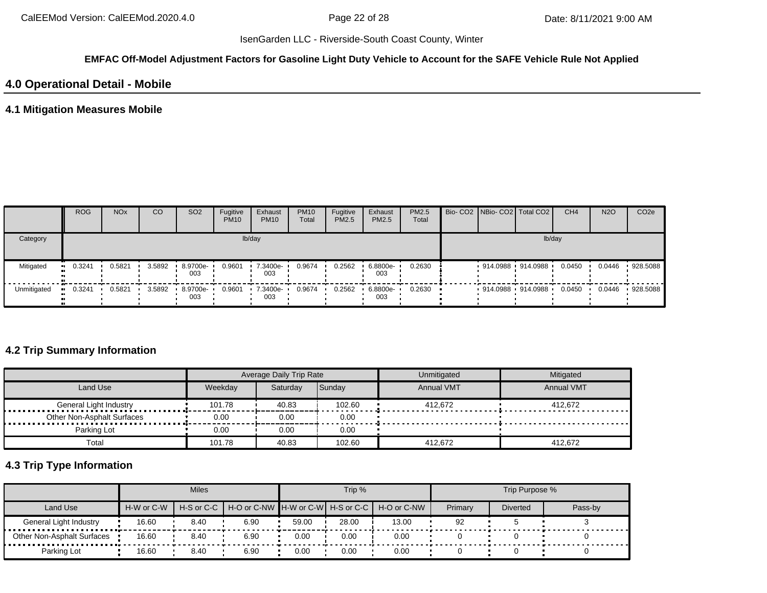IsenGarden LLC - Riverside-South Coast County, Winter

**EMFAC Off-Model Adjustment Factors for Gasoline Light Duty Vehicle to Account for the SAFE Vehicle Rule Not Applied**

## 4.0 Operational Detail - Mobile

### 4.1 Mitigation Measures Mobile

| | ROG | NOx | CO | SO2 | Fugitive PM10 | Exhaust PM10 | PM10 Total | Fugitive PM2.5 | Exhaust PM2.5 | PM2.5 Total | Bio- CO2 | NBio- CO2 | Total CO2 | CH4 | N2O | CO2e |
|---|---|---|---|---|---|---|---|---|---|---|---|---|---|---|---|---|
| Category | lb/day | | | | | | | | | | lb/day | | | | | |
| Mitigated | 0.3241 | 0.5821 | 3.5892 | 8.9700e-003 | 0.9601 | 7.3400e-003 | 0.9674 | 0.2562 | 6.8800e-003 | 0.2630 | | 914.0988 | 914.0988 | 0.0450 | 0.0446 | 928.5088 |
| Unmitigated | 0.3241 | 0.5821 | 3.5892 | 8.9700e-003 | 0.9601 | 7.3400e-003 | 0.9674 | 0.2562 | 6.8800e-003 | 0.2630 | | 914.0988 | 914.0988 | 0.0450 | 0.0446 | 928.5088 |

### 4.2 Trip Summary Information

| | Average Daily Trip Rate | | | Unmitigated | Mitigated |
|---|---|---|---|---|---|
| Land Use | Weekday | Saturday | Sunday | Annual VMT | Annual VMT |
| General Light Industry | 101.78 | 40.83 | 102.60 | 412,672 | 412,672 |
| Other Non-Asphalt Surfaces | 0.00 | 0.00 | 0.00 | | |
| Parking Lot | 0.00 | 0.00 | 0.00 | | |
| Total | 101.78 | 40.83 | 102.60 | 412,672 | 412,672 |

### 4.3 Trip Type Information

| | Miles | | | Trip % | | | Trip Purpose % | | |
|---|---|---|---|---|---|---|---|---|---|
| Land Use | H-W or C-W | H-S or C-C | H-O or C-NW | H-W or C-W | H-S or C-C | H-O or C-NW | Primary | Diverted | Pass-by |
| General Light Industry | 16.60 | 8.40 | 6.90 | 59.00 | 28.00 | 13.00 | 92 | 5 | 3 |
| Other Non-Asphalt Surfaces | 16.60 | 8.40 | 6.90 | 0.00 | 0.00 | 0.00 | 0 | 0 | 0 |
| Parking Lot | 16.60 | 8.40 | 6.90 | 0.00 | 0.00 | 0.00 | 0 | 0 | 0 |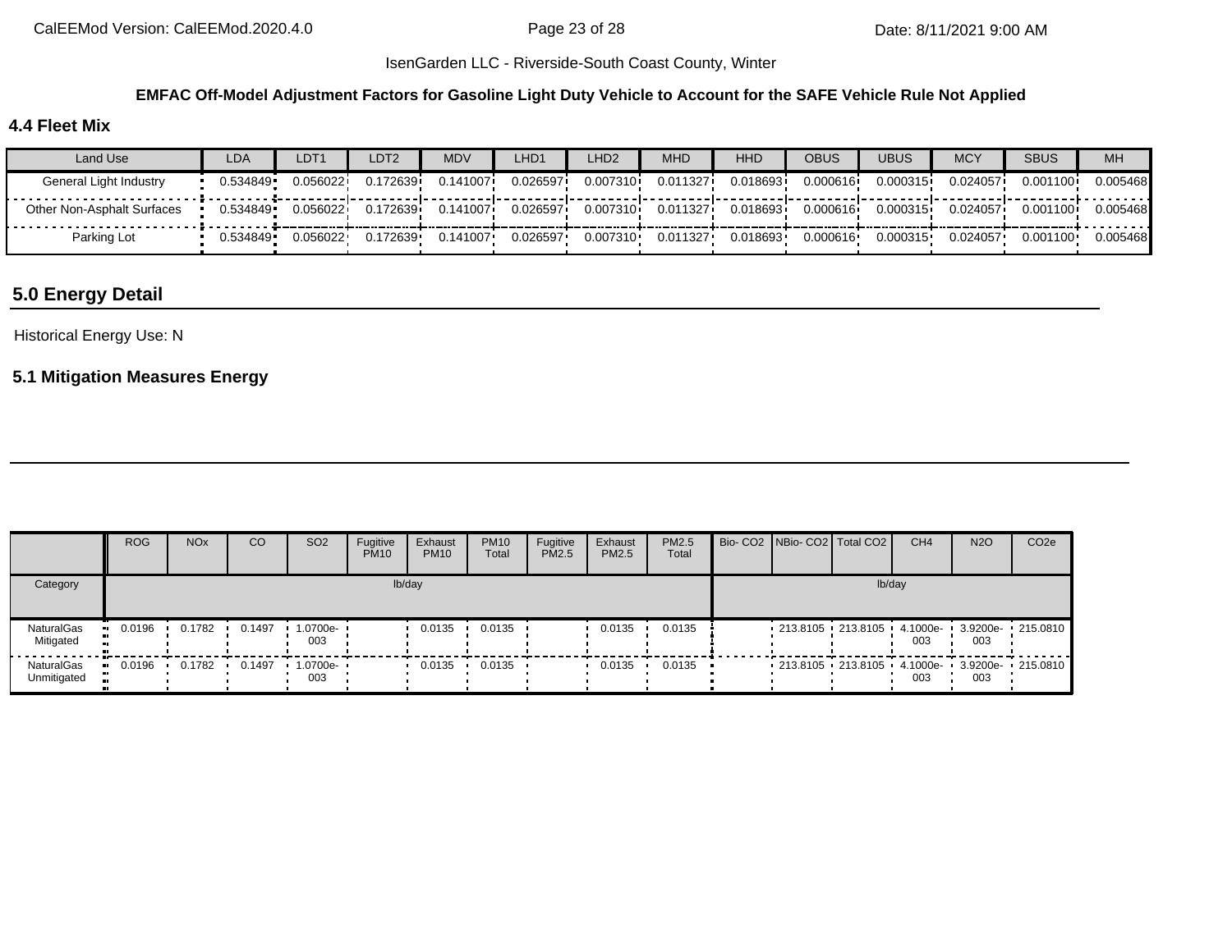IsenGarden LLC - Riverside-South Coast County, Winter

**EMFAC Off-Model Adjustment Factors for Gasoline Light Duty Vehicle to Account for the SAFE Vehicle Rule Not Applied**

### 4.4 Fleet Mix

| Land Use | LDA | LDT1 | LDT2 | MDV | LHD1 | LHD2 | MHD | HHD | OBUS | UBUS | MCY | SBUS | MH |
|---|---|---|---|---|---|---|---|---|---|---|---|---|---|
| General Light Industry | 0.534849 | 0.056022 | 0.172639 | 0.141007 | 0.026597 | 0.007310 | 0.011327 | 0.018693 | 0.000616 | 0.000315 | 0.024057 | 0.001100 | 0.005468 |
| Other Non-Asphalt Surfaces | 0.534849 | 0.056022 | 0.172639 | 0.141007 | 0.026597 | 0.007310 | 0.011327 | 0.018693 | 0.000616 | 0.000315 | 0.024057 | 0.001100 | 0.005468 |
| Parking Lot | 0.534849 | 0.056022 | 0.172639 | 0.141007 | 0.026597 | 0.007310 | 0.011327 | 0.018693 | 0.000616 | 0.000315 | 0.024057 | 0.001100 | 0.005468 |

## 5.0 Energy Detail

Historical Energy Use: N

### 5.1 Mitigation Measures Energy

| | ROG | NOx | CO | SO2 | Fugitive PM10 | Exhaust PM10 | PM10 Total | Fugitive PM2.5 | Exhaust PM2.5 | PM2.5 Total | Bio- CO2 | NBio- CO2 | Total CO2 | CH4 | N2O | CO2e |
|---|---|---|---|---|---|---|---|---|---|---|---|---|---|---|---|---|
| Category | lb/day | | | | | | | | | | lb/day | | | | | |
| NaturalGas Mitigated | 0.0196 | 0.1782 | 0.1497 | 1.0700e-003 | | 0.0135 | 0.0135 | | 0.0135 | 0.0135 | | 213.8105 | 213.8105 | 4.1000e-003 | 3.9200e-003 | 215.0810 |
| NaturalGas Unmitigated | 0.0196 | 0.1782 | 0.1497 | 1.0700e-003 | | 0.0135 | 0.0135 | | 0.0135 | 0.0135 | | 213.8105 | 213.8105 | 4.1000e-003 | 3.9200e-003 | 215.0810 |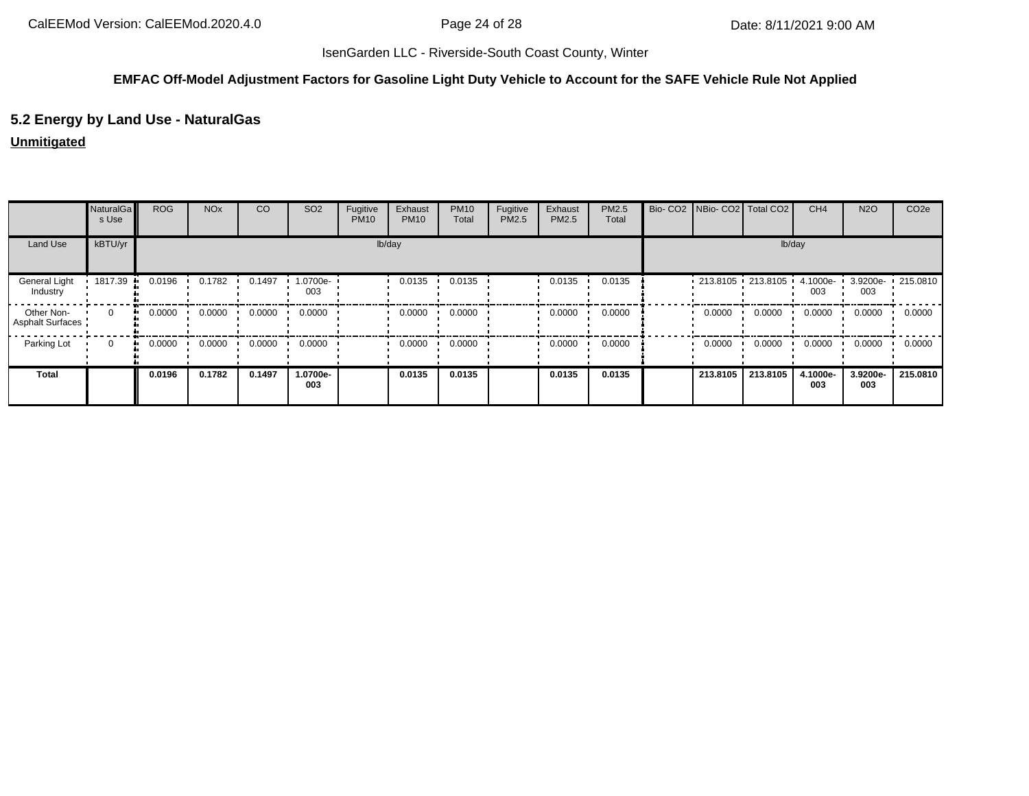IsenGarden LLC - Riverside-South Coast County, Winter

**EMFAC Off-Model Adjustment Factors for Gasoline Light Duty Vehicle to Account for the SAFE Vehicle Rule Not Applied**

## 5.2 Energy by Land Use - NaturalGas

**Unmitigated**

| | NaturalGas Use | ROG | NOx | CO | SO2 | Fugitive PM10 | Exhaust PM10 | PM10 Total | Fugitive PM2.5 | Exhaust PM2.5 | PM2.5 Total | Bio- CO2 | NBio- CO2 | Total CO2 | CH4 | N2O | CO2e |
|---|---|---|---|---|---|---|---|---|---|---|---|---|---|---|---|---|---|
| Land Use | kBTU/yr | lb/day | | | | | | | | | | lb/day | | | | | |
| General Light Industry | 1817.39 | 0.0196 | 0.1782 | 0.1497 | 1.0700e-003 | | 0.0135 | 0.0135 | | 0.0135 | 0.0135 | | 213.8105 | 213.8105 | 4.1000e-003 | 3.9200e-003 | 215.0810 |
| Other Non-Asphalt Surfaces | 0 | 0.0000 | 0.0000 | 0.0000 | 0.0000 | | 0.0000 | 0.0000 | | 0.0000 | 0.0000 | | 0.0000 | 0.0000 | 0.0000 | 0.0000 | 0.0000 |
| Parking Lot | 0 | 0.0000 | 0.0000 | 0.0000 | 0.0000 | | 0.0000 | 0.0000 | | 0.0000 | 0.0000 | | 0.0000 | 0.0000 | 0.0000 | 0.0000 | 0.0000 |
| **Total** | | **0.0196** | **0.1782** | **0.1497** | **1.0700e-003** | | **0.0135** | **0.0135** | | **0.0135** | **0.0135** | | **213.8105** | **213.8105** | **4.1000e-003** | **3.9200e-003** | **215.0810** |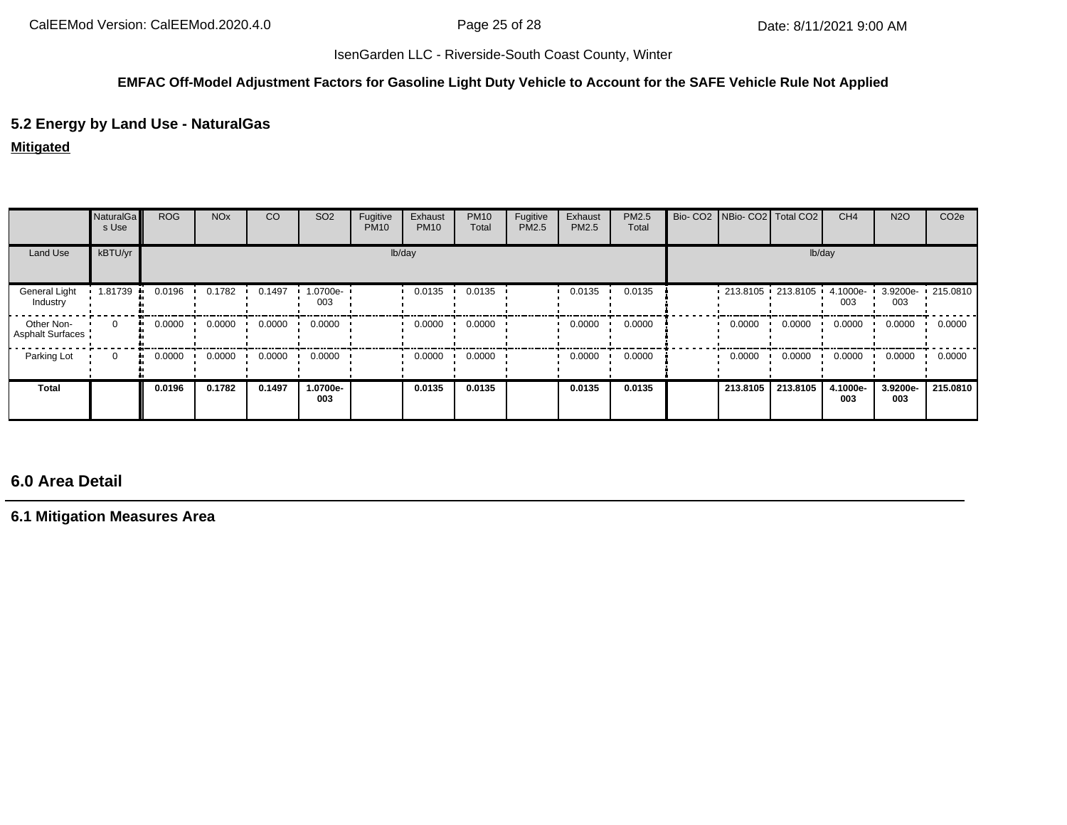IsenGarden LLC - Riverside-South Coast County, Winter

**EMFAC Off-Model Adjustment Factors for Gasoline Light Duty Vehicle to Account for the SAFE Vehicle Rule Not Applied**

## 5.2 Energy by Land Use - NaturalGas

**Mitigated**

| | NaturalGas Use | ROG | NOx | CO | SO2 | Fugitive PM10 | Exhaust PM10 | PM10 Total | Fugitive PM2.5 | Exhaust PM2.5 | PM2.5 Total | Bio- CO2 | NBio- CO2 | Total CO2 | CH4 | N2O | CO2e |
|---|---|---|---|---|---|---|---|---|---|---|---|---|---|---|---|---|---|
| Land Use | kBTU/yr | lb/day | | | | | | | | | | lb/day | | | | | |
| General Light Industry | 1.81739 | 0.0196 | 0.1782 | 0.1497 | 1.0700e-003 | | 0.0135 | 0.0135 | | 0.0135 | 0.0135 | | 213.8105 | 213.8105 | 4.1000e-003 | 3.9200e-003 | 215.0810 |
| Other Non-Asphalt Surfaces | 0 | 0.0000 | 0.0000 | 0.0000 | 0.0000 | | 0.0000 | 0.0000 | | 0.0000 | 0.0000 | | 0.0000 | 0.0000 | 0.0000 | 0.0000 | 0.0000 |
| Parking Lot | 0 | 0.0000 | 0.0000 | 0.0000 | 0.0000 | | 0.0000 | 0.0000 | | 0.0000 | 0.0000 | | 0.0000 | 0.0000 | 0.0000 | 0.0000 | 0.0000 |
| **Total** | | **0.0196** | **0.1782** | **0.1497** | **1.0700e-003** | | **0.0135** | **0.0135** | | **0.0135** | **0.0135** | | **213.8105** | **213.8105** | **4.1000e-003** | **3.9200e-003** | **215.0810** |

## 6.0 Area Detail

### 6.1 Mitigation Measures Area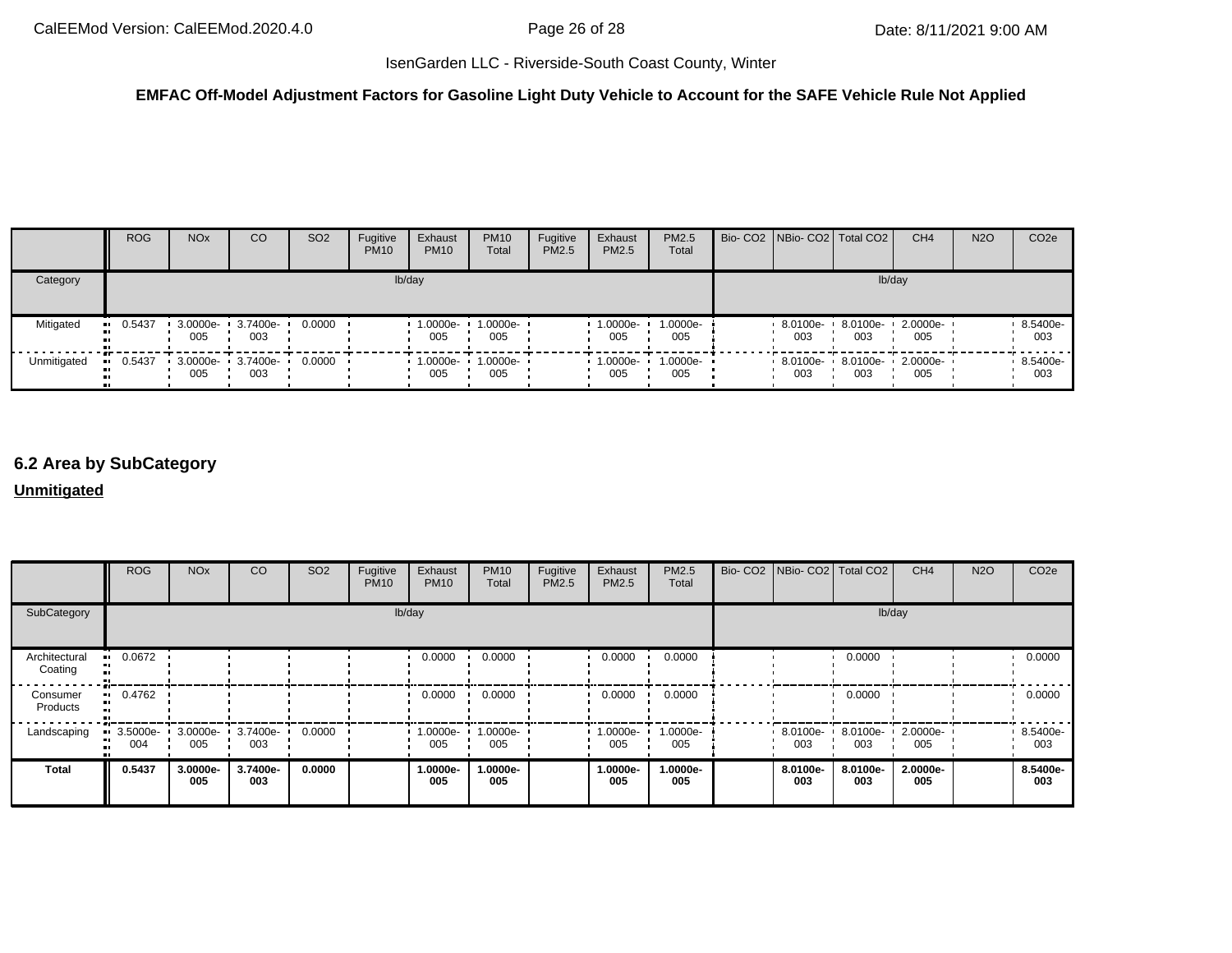IsenGarden LLC - Riverside-South Coast County, Winter

**EMFAC Off-Model Adjustment Factors for Gasoline Light Duty Vehicle to Account for the SAFE Vehicle Rule Not Applied**

| | ROG | NOx | CO | SO2 | Fugitive PM10 | Exhaust PM10 | PM10 Total | Fugitive PM2.5 | Exhaust PM2.5 | PM2.5 Total | Bio- CO2 | NBio- CO2 | Total CO2 | CH4 | N2O | CO2e |
|---|---|---|---|---|---|---|---|---|---|---|---|---|---|---|---|---|
| Category | lb/day | | | | | | | | | | lb/day | | | | | |
| Mitigated | 0.5437 | 3.0000e-005 | 3.7400e-003 | 0.0000 | | 1.0000e-005 | 1.0000e-005 | | 1.0000e-005 | 1.0000e-005 | | 8.0100e-003 | 8.0100e-003 | 2.0000e-005 | | 8.5400e-003 |
| Unmitigated | 0.5437 | 3.0000e-005 | 3.7400e-003 | 0.0000 | | 1.0000e-005 | 1.0000e-005 | | 1.0000e-005 | 1.0000e-005 | | 8.0100e-003 | 8.0100e-003 | 2.0000e-005 | | 8.5400e-003 |

## 6.2 Area by SubCategory

**Unmitigated**

| | ROG | NOx | CO | SO2 | Fugitive PM10 | Exhaust PM10 | PM10 Total | Fugitive PM2.5 | Exhaust PM2.5 | PM2.5 Total | Bio- CO2 | NBio- CO2 | Total CO2 | CH4 | N2O | CO2e |
|---|---|---|---|---|---|---|---|---|---|---|---|---|---|---|---|---|
| SubCategory | lb/day | | | | | | | | | | lb/day | | | | | |
| Architectural Coating | 0.0672 | | | | | 0.0000 | 0.0000 | | 0.0000 | 0.0000 | | | 0.0000 | | | 0.0000 |
| Consumer Products | 0.4762 | | | | | 0.0000 | 0.0000 | | 0.0000 | 0.0000 | | | 0.0000 | | | 0.0000 |
| Landscaping | 3.5000e-004 | 3.0000e-005 | 3.7400e-003 | 0.0000 | | 1.0000e-005 | 1.0000e-005 | | 1.0000e-005 | 1.0000e-005 | | 8.0100e-003 | 8.0100e-003 | 2.0000e-005 | | 8.5400e-003 |
| **Total** | **0.5437** | **3.0000e-005** | **3.7400e-003** | **0.0000** | | **1.0000e-005** | **1.0000e-005** | | **1.0000e-005** | **1.0000e-005** | | **8.0100e-003** | **8.0100e-003** | **2.0000e-005** | | **8.5400e-003** |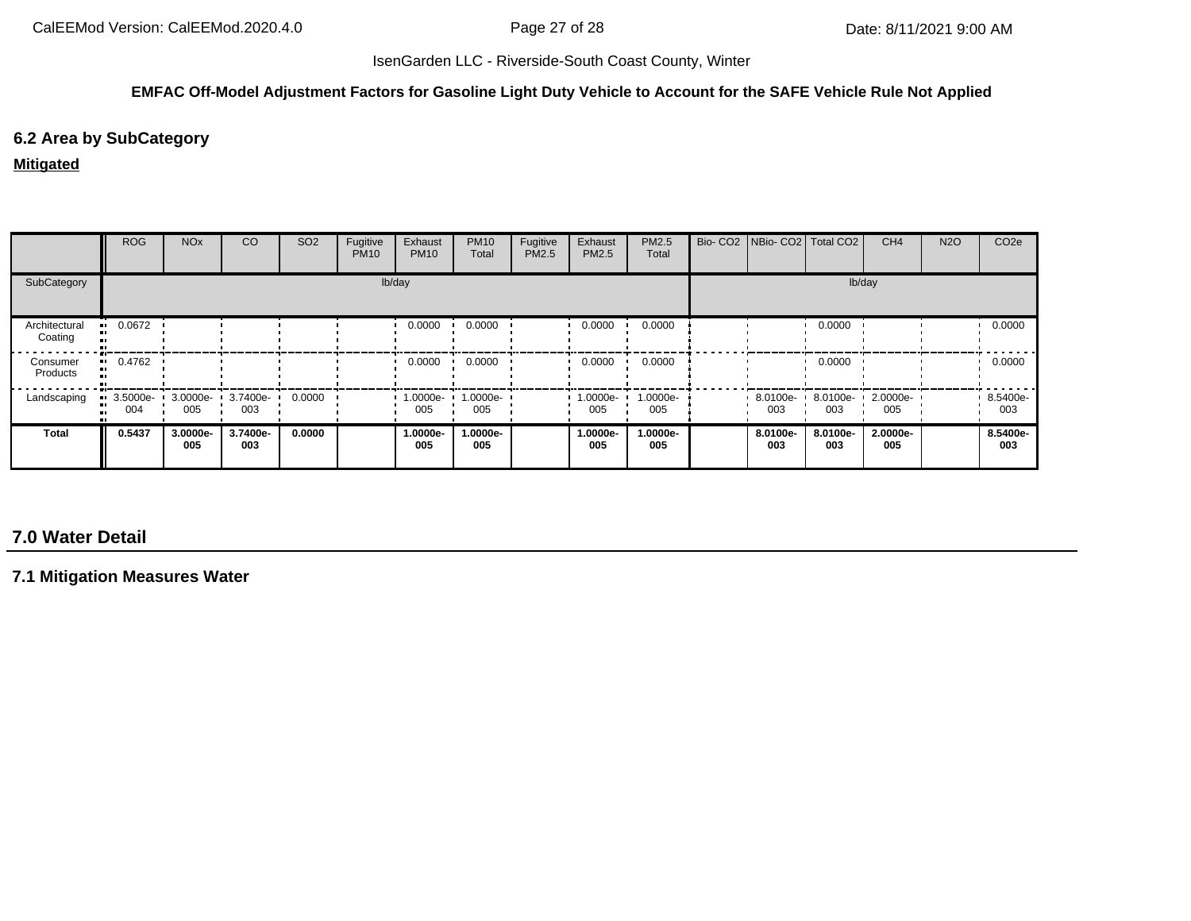IsenGarden LLC - Riverside-South Coast County, Winter

**EMFAC Off-Model Adjustment Factors for Gasoline Light Duty Vehicle to Account for the SAFE Vehicle Rule Not Applied**

### 6.2 Area by SubCategory

**Mitigated**

| | ROG | NOx | CO | SO2 | Fugitive PM10 | Exhaust PM10 | PM10 Total | Fugitive PM2.5 | Exhaust PM2.5 | PM2.5 Total | Bio- CO2 | NBio- CO2 | Total CO2 | CH4 | N2O | CO2e |
|---|---|---|---|---|---|---|---|---|---|---|---|---|---|---|---|---|
| SubCategory | lb/day | | | | | | | | | | lb/day | | | | | |
| Architectural Coating | 0.0672 | | | | | 0.0000 | 0.0000 | | 0.0000 | 0.0000 | | | 0.0000 | | | 0.0000 |
| Consumer Products | 0.4762 | | | | | 0.0000 | 0.0000 | | 0.0000 | 0.0000 | | | 0.0000 | | | 0.0000 |
| Landscaping | 3.5000e-004 | 3.0000e-005 | 3.7400e-003 | 0.0000 | | 1.0000e-005 | 1.0000e-005 | | 1.0000e-005 | 1.0000e-005 | | 8.0100e-003 | 8.0100e-003 | 2.0000e-005 | | 8.5400e-003 |
| **Total** | **0.5437** | **3.0000e-005** | **3.7400e-003** | **0.0000** | | **1.0000e-005** | **1.0000e-005** | | **1.0000e-005** | **1.0000e-005** | | **8.0100e-003** | **8.0100e-003** | **2.0000e-005** | | **8.5400e-003** |

## 7.0 Water Detail

### 7.1 Mitigation Measures Water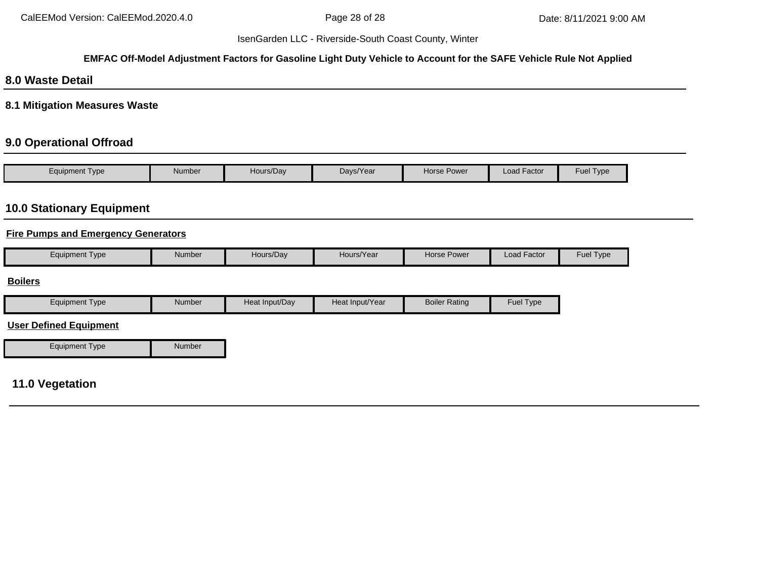**EMFAC Off-Model Adjustment Factors for Gasoline Light Duty Vehicle to Account for the SAFE Vehicle Rule Not Applied**

## 8.0 Waste Detail

### 8.1 Mitigation Measures Waste

## 9.0 Operational Offroad

| Equipment Type | Number | Hours/Day | Days/Year | Horse Power | Load Factor | Fuel Type |
|---|---|---|---|---|---|---|

## 10.0 Stationary Equipment

**Fire Pumps and Emergency Generators**

| Equipment Type | Number | Hours/Day | Hours/Year | Horse Power | Load Factor | Fuel Type |
|---|---|---|---|---|---|---|

**Boilers**

| Equipment Type | Number | Heat Input/Day | Heat Input/Year | Boiler Rating | Fuel Type |
|---|---|---|---|---|---|

**User Defined Equipment**

| Equipment Type | Number |
|---|---|

## 11.0 Vegetation